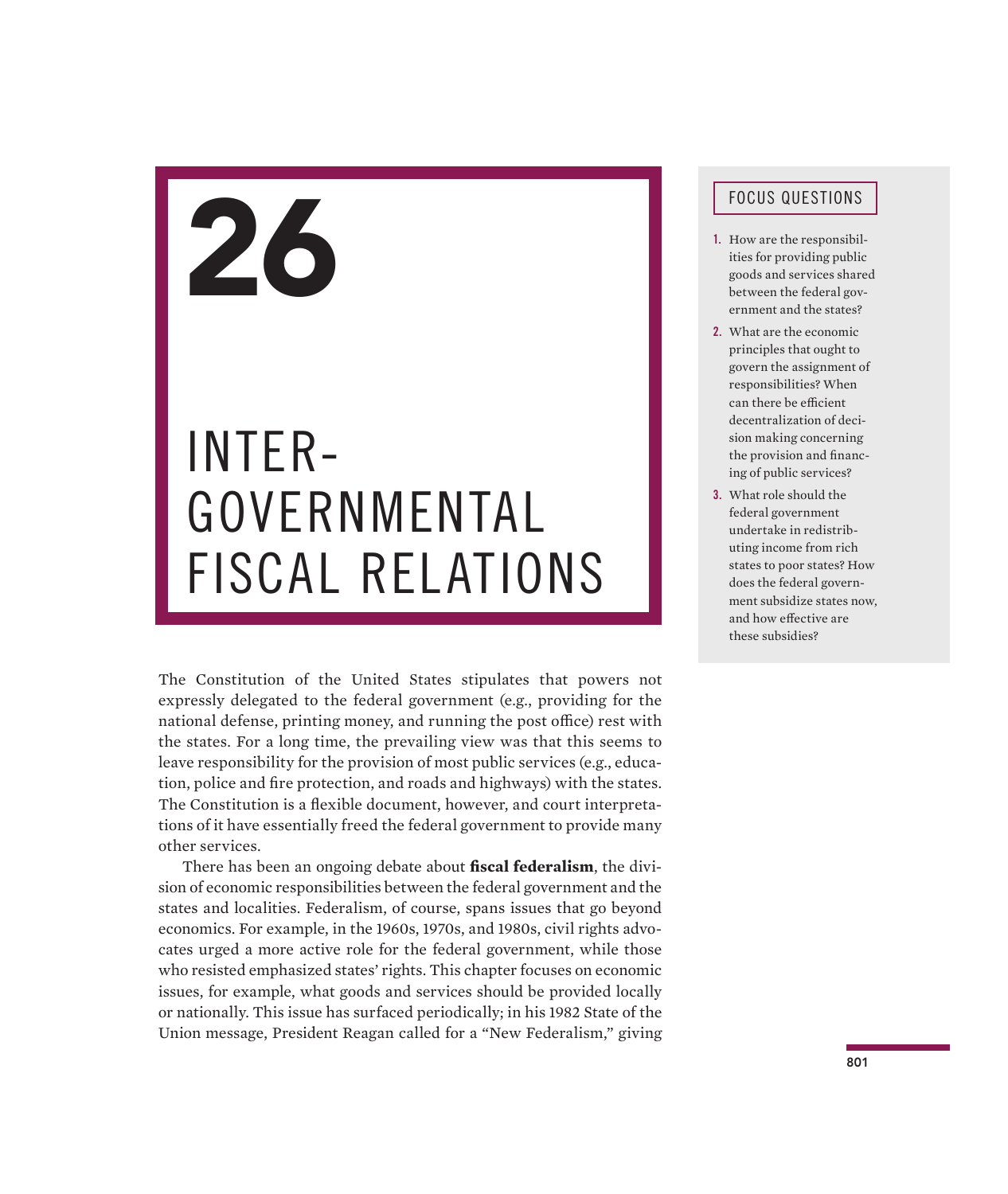# 26

# INTER-GOVERNMENTAL FISCAL RELATIONS

## FOCUS QUESTIONS

1. How are the responsibilities for providing public goods and services shared between the federal government and the states?
2. What are the economic principles that ought to govern the assignment of responsibilities? When can there be efficient decentralization of decision making concerning the provision and financing of public services?
3. What role should the federal government undertake in redistributing income from rich states to poor states? How does the federal government subsidize states now, and how effective are these subsidies?

The Constitution of the United States stipulates that powers not expressly delegated to the federal government (e.g., providing for the national defense, printing money, and running the post office) rest with the states. For a long time, the prevailing view was that this seems to leave responsibility for the provision of most public services (e.g., education, police and fire protection, and roads and highways) with the states. The Constitution is a flexible document, however, and court interpretations of it have essentially freed the federal government to provide many other services.

There has been an ongoing debate about **fiscal federalism**, the division of economic responsibilities between the federal government and the states and localities. Federalism, of course, spans issues that go beyond economics. For example, in the 1960s, 1970s, and 1980s, civil rights advocates urged a more active role for the federal government, while those who resisted emphasized states' rights. This chapter focuses on economic issues, for example, what goods and services should be provided locally or nationally. This issue has surfaced periodically; in his 1982 State of the Union message, President Reagan called for a "New Federalism," giving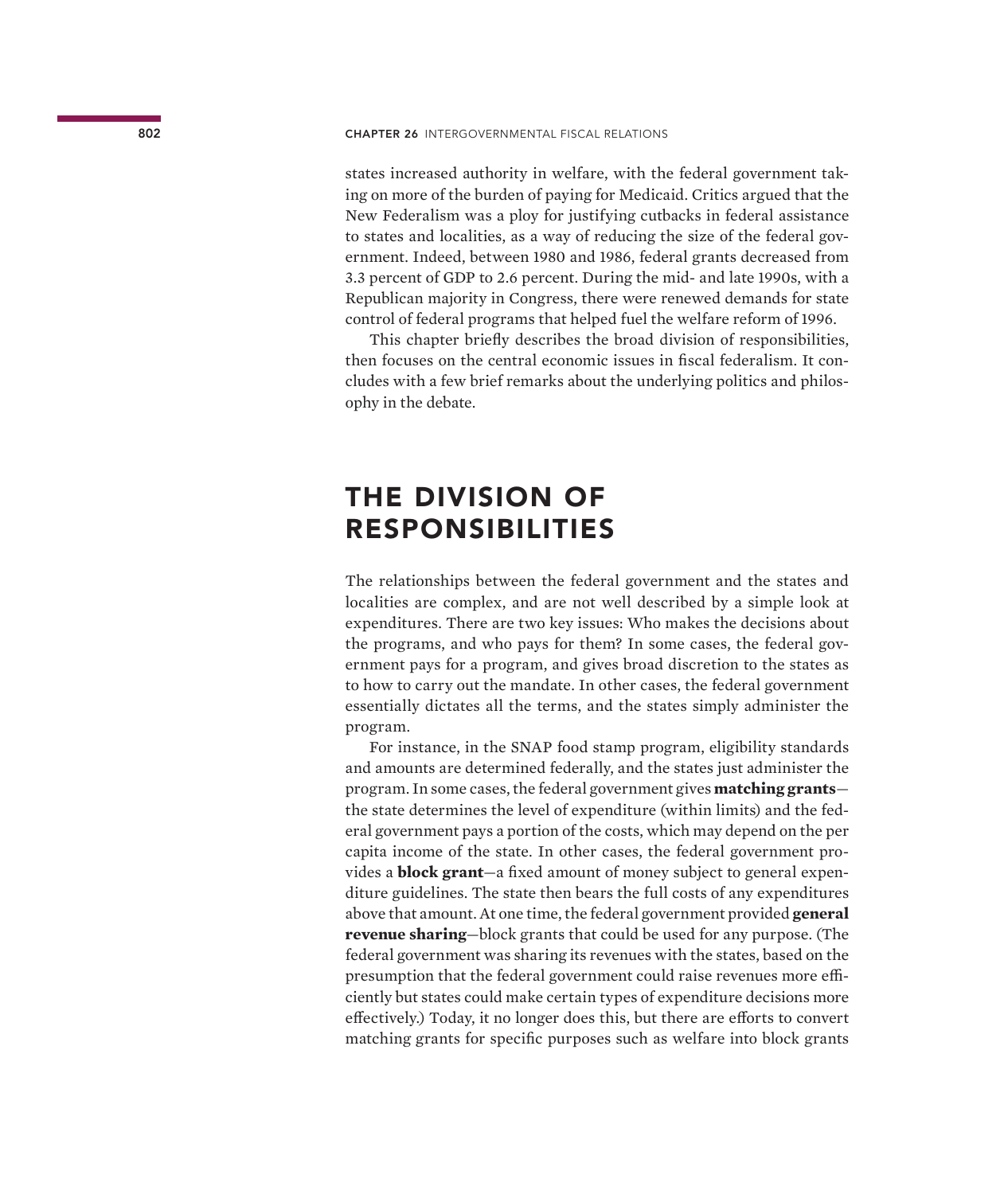states increased authority in welfare, with the federal government taking on more of the burden of paying for Medicaid. Critics argued that the New Federalism was a ploy for justifying cutbacks in federal assistance to states and localities, as a way of reducing the size of the federal government. Indeed, between 1980 and 1986, federal grants decreased from 3.3 percent of GDP to 2.6 percent. During the mid- and late 1990s, with a Republican majority in Congress, there were renewed demands for state control of federal programs that helped fuel the welfare reform of 1996.

This chapter briefly describes the broad division of responsibilities, then focuses on the central economic issues in fiscal federalism. It concludes with a few brief remarks about the underlying politics and philosophy in the debate.

## THE DIVISION OF RESPONSIBILITIES

The relationships between the federal government and the states and localities are complex, and are not well described by a simple look at expenditures. There are two key issues: Who makes the decisions about the programs, and who pays for them? In some cases, the federal government pays for a program, and gives broad discretion to the states as to how to carry out the mandate. In other cases, the federal government essentially dictates all the terms, and the states simply administer the program.

For instance, in the SNAP food stamp program, eligibility standards and amounts are determined federally, and the states just administer the program. In some cases, the federal government gives **matching grants**—the state determines the level of expenditure (within limits) and the federal government pays a portion of the costs, which may depend on the per capita income of the state. In other cases, the federal government provides a **block grant**—a fixed amount of money subject to general expenditure guidelines. The state then bears the full costs of any expenditures above that amount. At one time, the federal government provided **general revenue sharing**—block grants that could be used for any purpose. (The federal government was sharing its revenues with the states, based on the presumption that the federal government could raise revenues more efficiently but states could make certain types of expenditure decisions more effectively.) Today, it no longer does this, but there are efforts to convert matching grants for specific purposes such as welfare into block grants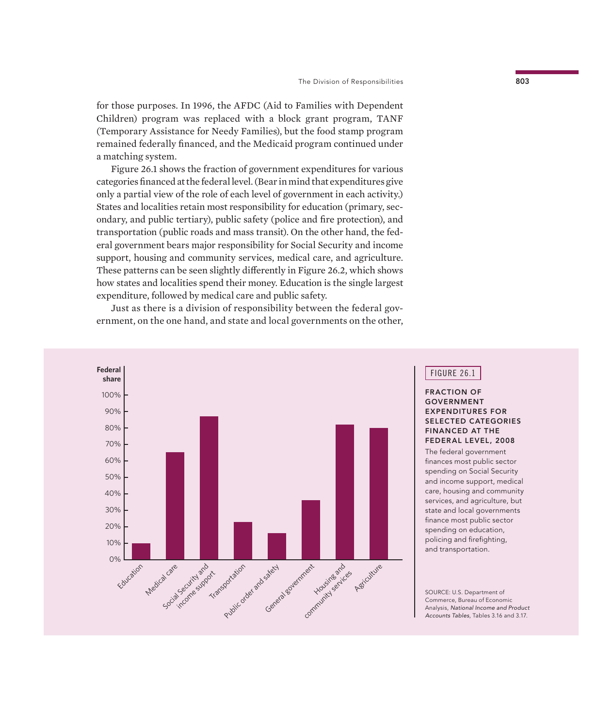for those purposes. In 1996, the AFDC (Aid to Families with Dependent Children) program was replaced with a block grant program, TANF (Temporary Assistance for Needy Families), but the food stamp program remained federally financed, and the Medicaid program continued under a matching system.

Figure 26.1 shows the fraction of government expenditures for various categories financed at the federal level. (Bear in mind that expenditures give only a partial view of the role of each level of government in each activity.) States and localities retain most responsibility for education (primary, secondary, and public tertiary), public safety (police and fire protection), and transportation (public roads and mass transit). On the other hand, the federal government bears major responsibility for Social Security and income support, housing and community services, medical care, and agriculture. These patterns can be seen slightly differently in Figure 26.2, which shows how states and localities spend their money. Education is the single largest expenditure, followed by medical care and public safety.

Just as there is a division of responsibility between the federal government, on the one hand, and state and local governments on the other,

FIGURE 26.1

**FRACTION OF GOVERNMENT EXPENDITURES FOR SELECTED CATEGORIES FINANCED AT THE FEDERAL LEVEL, 2008**

The federal government finances most public sector spending on Social Security and income support, medical care, housing and community services, and agriculture, but state and local governments finance most public sector spending on education, policing and firefighting, and transportation.

SOURCE: U.S. Department of Commerce, Bureau of Economic Analysis, *National Income and Product Accounts Tables*, Tables 3.16 and 3.17.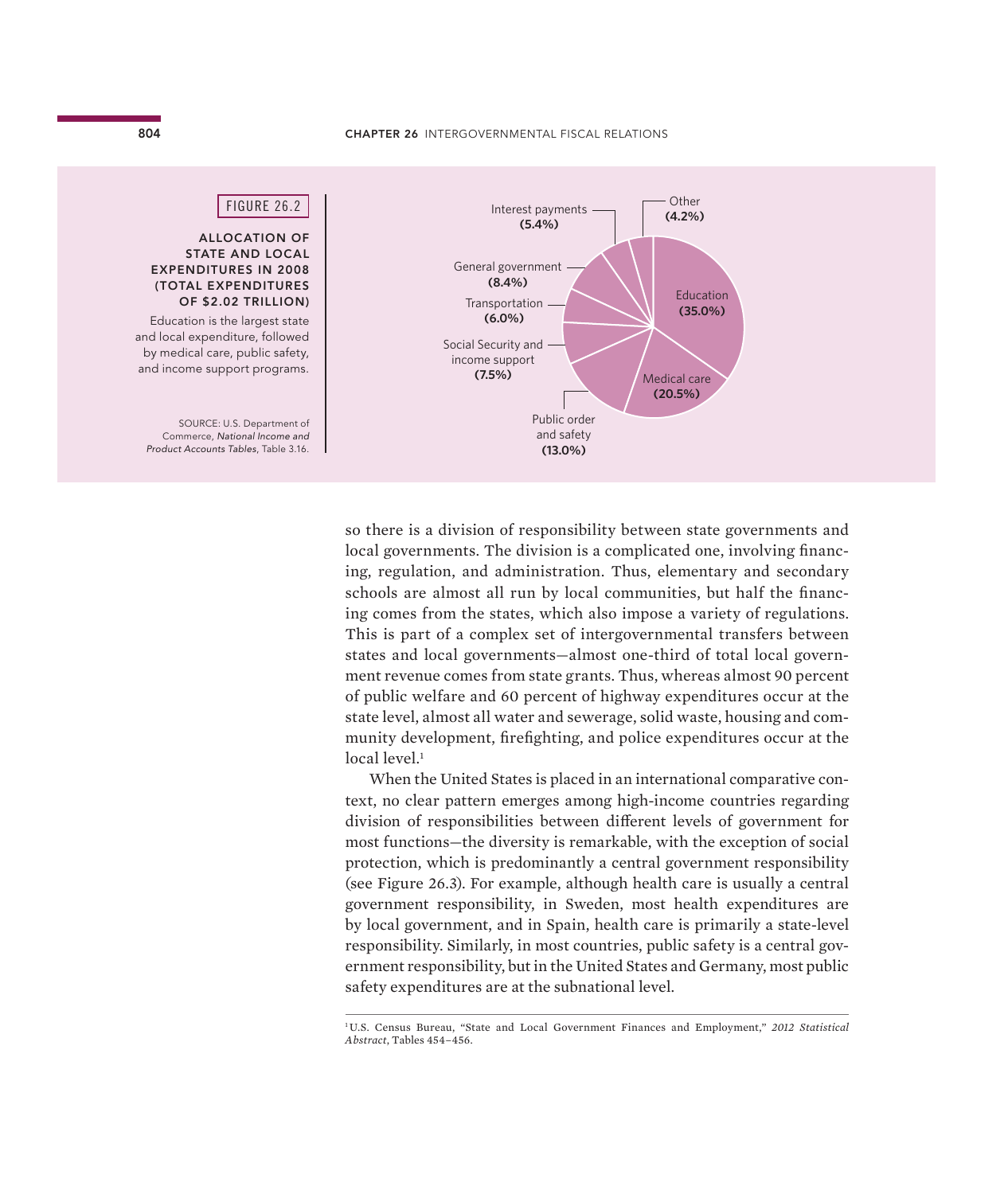FIGURE 26.2

**ALLOCATION OF STATE AND LOCAL EXPENDITURES IN 2008 (TOTAL EXPENDITURES OF $2.02 TRILLION)**

Education is the largest state and local expenditure, followed by medical care, public safety, and income support programs.

SOURCE: U.S. Department of Commerce, *National Income and Product Accounts Tables*, Table 3.16.

| Category | Share |
|---|---|
| Education | 35.0% |
| Medical care | 20.5% |
| Public order and safety | 13.0% |
| Social Security and income support | 7.5% |
| Transportation | 6.0% |
| General government | 8.4% |
| Interest payments | 5.4% |
| Other | 4.2% |

so there is a division of responsibility between state governments and local governments. The division is a complicated one, involving financing, regulation, and administration. Thus, elementary and secondary schools are almost all run by local communities, but half the financing comes from the states, which also impose a variety of regulations. This is part of a complex set of intergovernmental transfers between states and local governments—almost one-third of total local government revenue comes from state grants. Thus, whereas almost 90 percent of public welfare and 60 percent of highway expenditures occur at the state level, almost all water and sewerage, solid waste, housing and community development, firefighting, and police expenditures occur at the local level.[1]

When the United States is placed in an international comparative context, no clear pattern emerges among high-income countries regarding division of responsibilities between different levels of government for most functions—the diversity is remarkable, with the exception of social protection, which is predominantly a central government responsibility (see Figure 26.3). For example, although health care is usually a central government responsibility, in Sweden, most health expenditures are by local government, and in Spain, health care is primarily a state-level responsibility. Similarly, in most countries, public safety is a central government responsibility, but in the United States and Germany, most public safety expenditures are at the subnational level.

[1] U.S. Census Bureau, "State and Local Government Finances and Employment," *2012 Statistical Abstract*, Tables 454–456.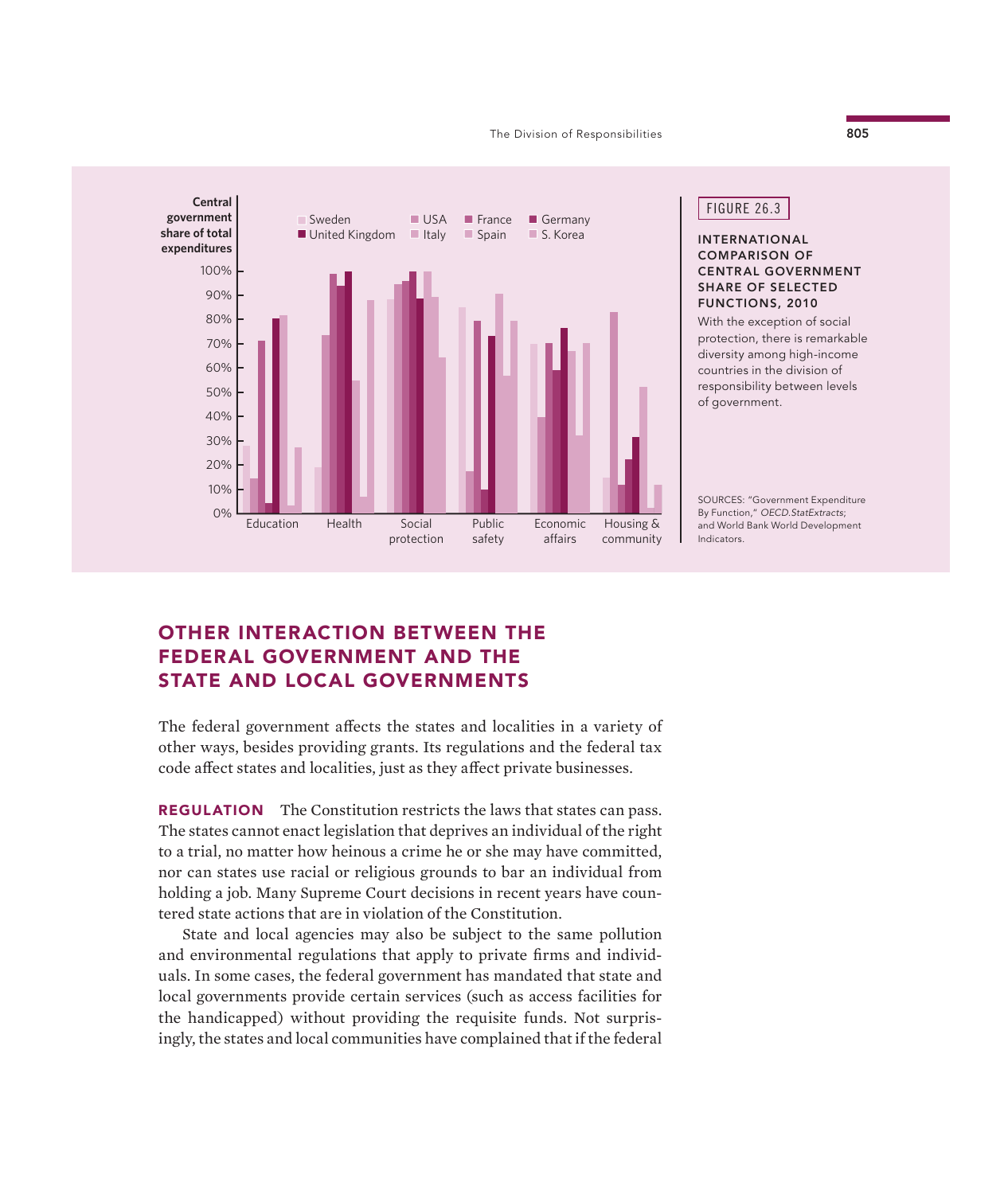FIGURE 26.3

**INTERNATIONAL COMPARISON OF CENTRAL GOVERNMENT SHARE OF SELECTED FUNCTIONS, 2010**

With the exception of social protection, there is remarkable diversity among high-income countries in the division of responsibility between levels of government.

SOURCES: "Government Expenditure By Function," *OECD.StatExtracts*; and World Bank World Development Indicators.

## OTHER INTERACTION BETWEEN THE FEDERAL GOVERNMENT AND THE STATE AND LOCAL GOVERNMENTS

The federal government affects the states and localities in a variety of other ways, besides providing grants. Its regulations and the federal tax code affect states and localities, just as they affect private businesses.

**REGULATION** The Constitution restricts the laws that states can pass. The states cannot enact legislation that deprives an individual of the right to a trial, no matter how heinous a crime he or she may have committed, nor can states use racial or religious grounds to bar an individual from holding a job. Many Supreme Court decisions in recent years have countered state actions that are in violation of the Constitution.

State and local agencies may also be subject to the same pollution and environmental regulations that apply to private firms and individuals. In some cases, the federal government has mandated that state and local governments provide certain services (such as access facilities for the handicapped) without providing the requisite funds. Not surprisingly, the states and local communities have complained that if the federal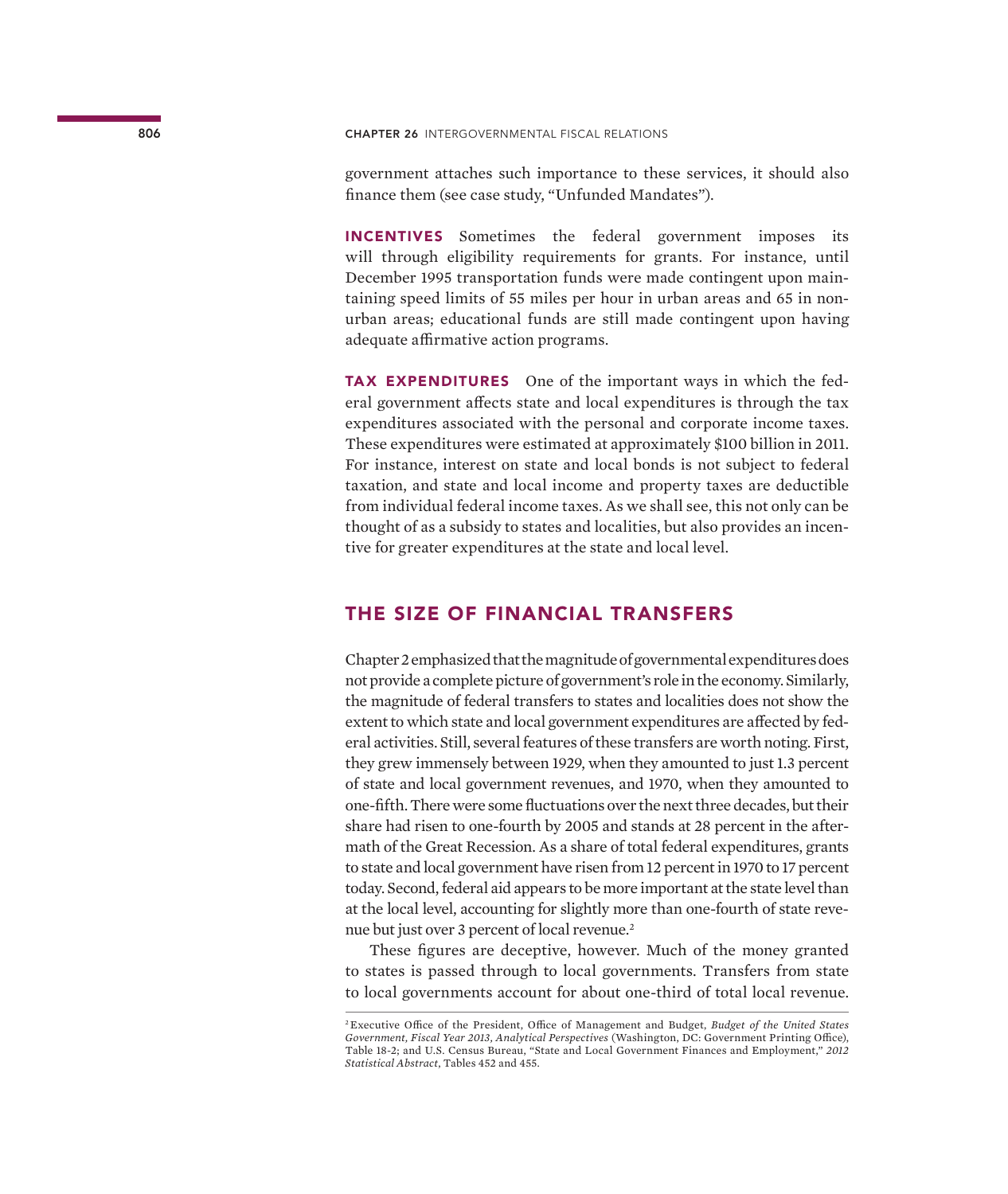government attaches such importance to these services, it should also finance them (see case study, "Unfunded Mandates").

**INCENTIVES** Sometimes the federal government imposes its will through eligibility requirements for grants. For instance, until December 1995 transportation funds were made contingent upon maintaining speed limits of 55 miles per hour in urban areas and 65 in nonurban areas; educational funds are still made contingent upon having adequate affirmative action programs.

**TAX EXPENDITURES** One of the important ways in which the federal government affects state and local expenditures is through the tax expenditures associated with the personal and corporate income taxes. These expenditures were estimated at approximately $100 billion in 2011. For instance, interest on state and local bonds is not subject to federal taxation, and state and local income and property taxes are deductible from individual federal income taxes. As we shall see, this not only can be thought of as a subsidy to states and localities, but also provides an incentive for greater expenditures at the state and local level.

## THE SIZE OF FINANCIAL TRANSFERS

Chapter 2 emphasized that the magnitude of governmental expenditures does not provide a complete picture of government's role in the economy. Similarly, the magnitude of federal transfers to states and localities does not show the extent to which state and local government expenditures are affected by federal activities. Still, several features of these transfers are worth noting. First, they grew immensely between 1929, when they amounted to just 1.3 percent of state and local government revenues, and 1970, when they amounted to one-fifth. There were some fluctuations over the next three decades, but their share had risen to one-fourth by 2005 and stands at 28 percent in the aftermath of the Great Recession. As a share of total federal expenditures, grants to state and local government have risen from 12 percent in 1970 to 17 percent today. Second, federal aid appears to be more important at the state level than at the local level, accounting for slightly more than one-fourth of state revenue but just over 3 percent of local revenue.[2]

These figures are deceptive, however. Much of the money granted to states is passed through to local governments. Transfers from state to local governments account for about one-third of total local revenue.

[2] Executive Office of the President, Office of Management and Budget, *Budget of the United States Government, Fiscal Year 2013, Analytical Perspectives* (Washington, DC: Government Printing Office), Table 18-2; and U.S. Census Bureau, "State and Local Government Finances and Employment," *2012 Statistical Abstract*, Tables 452 and 455.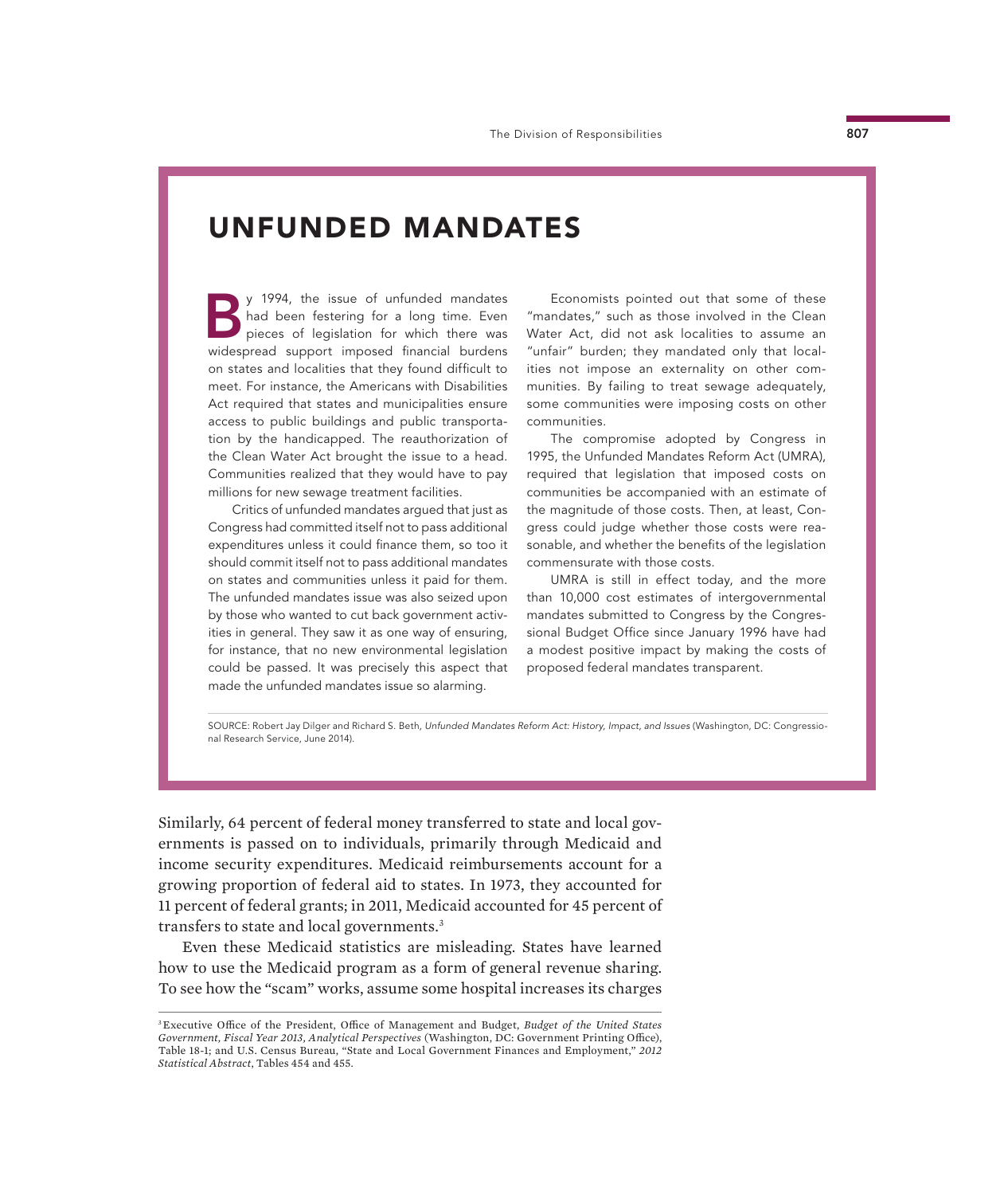## UNFUNDED MANDATES

By 1994, the issue of unfunded mandates had been festering for a long time. Even pieces of legislation for which there was widespread support imposed financial burdens on states and localities that they found difficult to meet. For instance, the Americans with Disabilities Act required that states and municipalities ensure access to public buildings and public transportation by the handicapped. The reauthorization of the Clean Water Act brought the issue to a head. Communities realized that they would have to pay millions for new sewage treatment facilities.

Critics of unfunded mandates argued that just as Congress had committed itself not to pass additional expenditures unless it could finance them, so too it should commit itself not to pass additional mandates on states and communities unless it paid for them. The unfunded mandates issue was also seized upon by those who wanted to cut back government activities in general. They saw it as one way of ensuring, for instance, that no new environmental legislation could be passed. It was precisely this aspect that made the unfunded mandates issue so alarming.

Economists pointed out that some of these "mandates," such as those involved in the Clean Water Act, did not ask localities to assume an "unfair" burden; they mandated only that localities not impose an externality on other communities. By failing to treat sewage adequately, some communities were imposing costs on other communities.

The compromise adopted by Congress in 1995, the Unfunded Mandates Reform Act (UMRA), required that legislation that imposed costs on communities be accompanied with an estimate of the magnitude of those costs. Then, at least, Congress could judge whether those costs were reasonable, and whether the benefits of the legislation commensurate with those costs.

UMRA is still in effect today, and the more than 10,000 cost estimates of intergovernmental mandates submitted to Congress by the Congressional Budget Office since January 1996 have had a modest positive impact by making the costs of proposed federal mandates transparent.

SOURCE: Robert Jay Dilger and Richard S. Beth, *Unfunded Mandates Reform Act: History, Impact, and Issues* (Washington, DC: Congressional Research Service, June 2014).

Similarly, 64 percent of federal money transferred to state and local governments is passed on to individuals, primarily through Medicaid and income security expenditures. Medicaid reimbursements account for a growing proportion of federal aid to states. In 1973, they accounted for 11 percent of federal grants; in 2011, Medicaid accounted for 45 percent of transfers to state and local governments.[3]

Even these Medicaid statistics are misleading. States have learned how to use the Medicaid program as a form of general revenue sharing. To see how the "scam" works, assume some hospital increases its charges

[3] Executive Office of the President, Office of Management and Budget, *Budget of the United States Government, Fiscal Year 2013, Analytical Perspectives* (Washington, DC: Government Printing Office), Table 18-1; and U.S. Census Bureau, "State and Local Government Finances and Employment," *2012 Statistical Abstract*, Tables 454 and 455.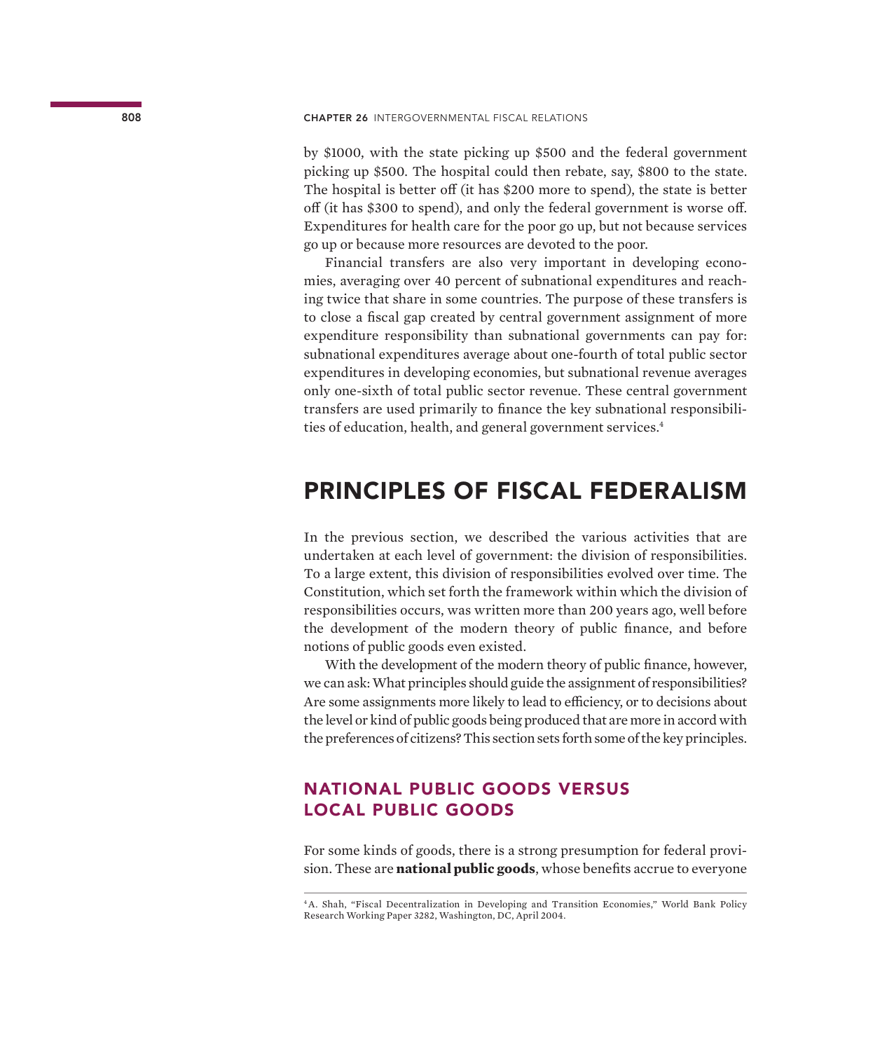by $1000, with the state picking up $500 and the federal government picking up $500. The hospital could then rebate, say, $800 to the state. The hospital is better off (it has $200 more to spend), the state is better off (it has $300 to spend), and only the federal government is worse off. Expenditures for health care for the poor go up, but not because services go up or because more resources are devoted to the poor.

Financial transfers are also very important in developing economies, averaging over 40 percent of subnational expenditures and reaching twice that share in some countries. The purpose of these transfers is to close a fiscal gap created by central government assignment of more expenditure responsibility than subnational governments can pay for: subnational expenditures average about one-fourth of total public sector expenditures in developing economies, but subnational revenue averages only one-sixth of total public sector revenue. These central government transfers are used primarily to finance the key subnational responsibilities of education, health, and general government services.[4]

# PRINCIPLES OF FISCAL FEDERALISM

In the previous section, we described the various activities that are undertaken at each level of government: the division of responsibilities. To a large extent, this division of responsibilities evolved over time. The Constitution, which set forth the framework within which the division of responsibilities occurs, was written more than 200 years ago, well before the development of the modern theory of public finance, and before notions of public goods even existed.

With the development of the modern theory of public finance, however, we can ask: What principles should guide the assignment of responsibilities? Are some assignments more likely to lead to efficiency, or to decisions about the level or kind of public goods being produced that are more in accord with the preferences of citizens? This section sets forth some of the key principles.

## NATIONAL PUBLIC GOODS VERSUS LOCAL PUBLIC GOODS

For some kinds of goods, there is a strong presumption for federal provision. These are **national public goods**, whose benefits accrue to everyone

[4] A. Shah, "Fiscal Decentralization in Developing and Transition Economies," World Bank Policy Research Working Paper 3282, Washington, DC, April 2004.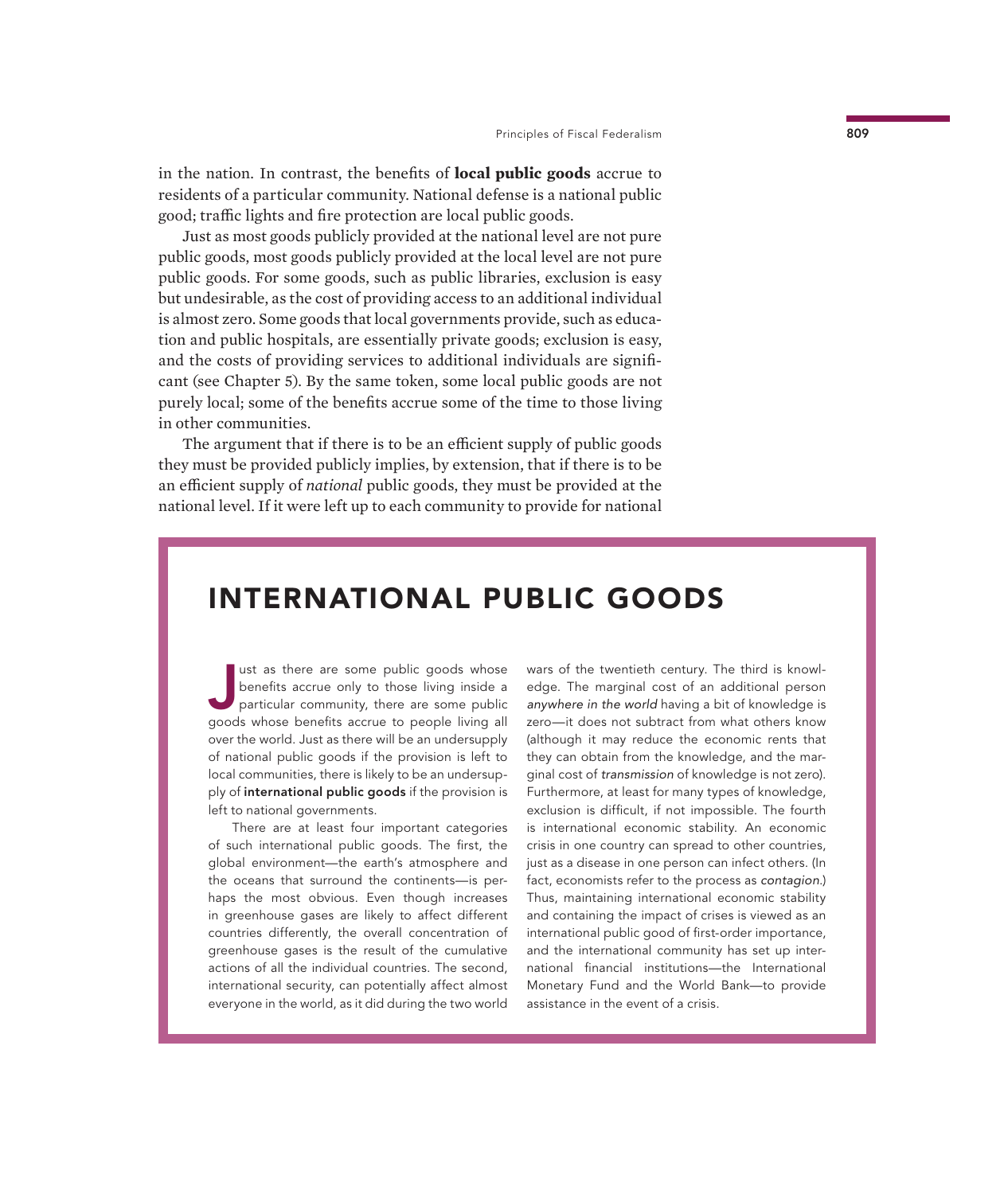in the nation. In contrast, the benefits of **local public goods** accrue to residents of a particular community. National defense is a national public good; traffic lights and fire protection are local public goods.

Just as most goods publicly provided at the national level are not pure public goods, most goods publicly provided at the local level are not pure public goods. For some goods, such as public libraries, exclusion is easy but undesirable, as the cost of providing access to an additional individual is almost zero. Some goods that local governments provide, such as education and public hospitals, are essentially private goods; exclusion is easy, and the costs of providing services to additional individuals are significant (see Chapter 5). By the same token, some local public goods are not purely local; some of the benefits accrue some of the time to those living in other communities.

The argument that if there is to be an efficient supply of public goods they must be provided publicly implies, by extension, that if there is to be an efficient supply of *national* public goods, they must be provided at the national level. If it were left up to each community to provide for national

## INTERNATIONAL PUBLIC GOODS

Just as there are some public goods whose benefits accrue only to those living inside a particular community, there are some public goods whose benefits accrue to people living all over the world. Just as there will be an undersupply of national public goods if the provision is left to local communities, there is likely to be an undersupply of **international public goods** if the provision is left to national governments.

There are at least four important categories of such international public goods. The first, the global environment—the earth's atmosphere and the oceans that surround the continents—is perhaps the most obvious. Even though increases in greenhouse gases are likely to affect different countries differently, the overall concentration of greenhouse gases is the result of the cumulative actions of all the individual countries. The second, international security, can potentially affect almost everyone in the world, as it did during the two world wars of the twentieth century. The third is knowledge. The marginal cost of an additional person *anywhere in the world* having a bit of knowledge is zero—it does not subtract from what others know (although it may reduce the economic rents that they can obtain from the knowledge, and the marginal cost of *transmission* of knowledge is not zero). Furthermore, at least for many types of knowledge, exclusion is difficult, if not impossible. The fourth is international economic stability. An economic crisis in one country can spread to other countries, just as a disease in one person can infect others. (In fact, economists refer to the process as *contagion*.) Thus, maintaining international economic stability and containing the impact of crises is viewed as an international public good of first-order importance, and the international community has set up international financial institutions—the International Monetary Fund and the World Bank—to provide assistance in the event of a crisis.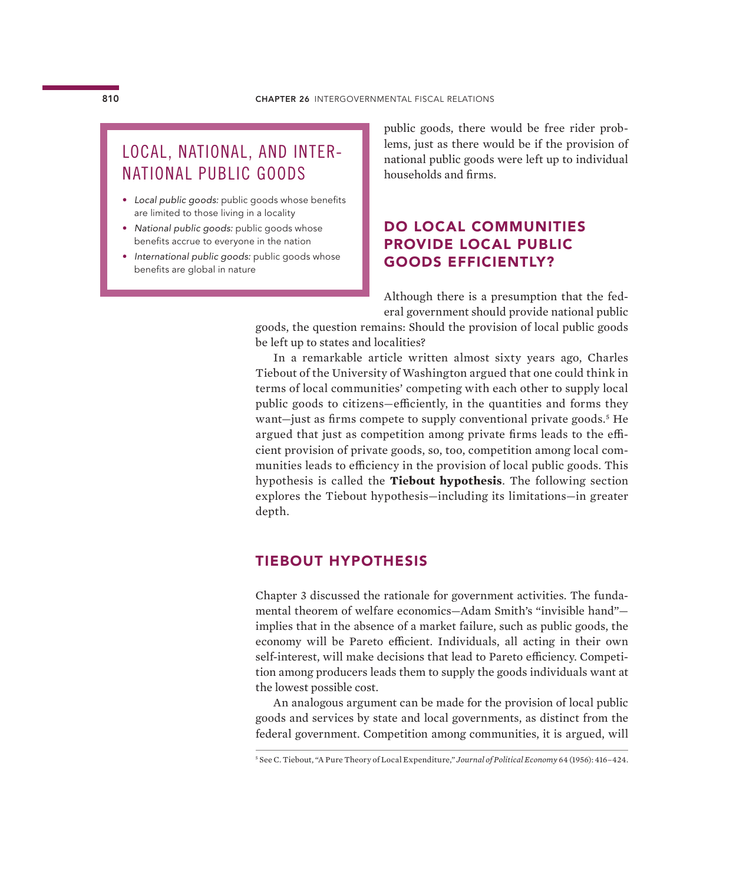> ## LOCAL, NATIONAL, AND INTERNATIONAL PUBLIC GOODS
>
> - *Local public goods:* public goods whose benefits are limited to those living in a locality
> - *National public goods:* public goods whose benefits accrue to everyone in the nation
> - *International public goods:* public goods whose benefits are global in nature

public goods, there would be free rider problems, just as there would be if the provision of national public goods were left up to individual households and firms.

## DO LOCAL COMMUNITIES PROVIDE LOCAL PUBLIC GOODS EFFICIENTLY?

Although there is a presumption that the federal government should provide national public goods, the question remains: Should the provision of local public goods be left up to states and localities?

In a remarkable article written almost sixty years ago, Charles Tiebout of the University of Washington argued that one could think in terms of local communities' competing with each other to supply local public goods to citizens—efficiently, in the quantities and forms they want—just as firms compete to supply conventional private goods.[5] He argued that just as competition among private firms leads to the efficient provision of private goods, so, too, competition among local communities leads to efficiency in the provision of local public goods. This hypothesis is called the **Tiebout hypothesis**. The following section explores the Tiebout hypothesis—including its limitations—in greater depth.

## TIEBOUT HYPOTHESIS

Chapter 3 discussed the rationale for government activities. The fundamental theorem of welfare economics—Adam Smith's "invisible hand"—implies that in the absence of a market failure, such as public goods, the economy will be Pareto efficient. Individuals, all acting in their own self-interest, will make decisions that lead to Pareto efficiency. Competition among producers leads them to supply the goods individuals want at the lowest possible cost.

An analogous argument can be made for the provision of local public goods and services by state and local governments, as distinct from the federal government. Competition among communities, it is argued, will

[5] See C. Tiebout, "A Pure Theory of Local Expenditure," *Journal of Political Economy* 64 (1956): 416–424.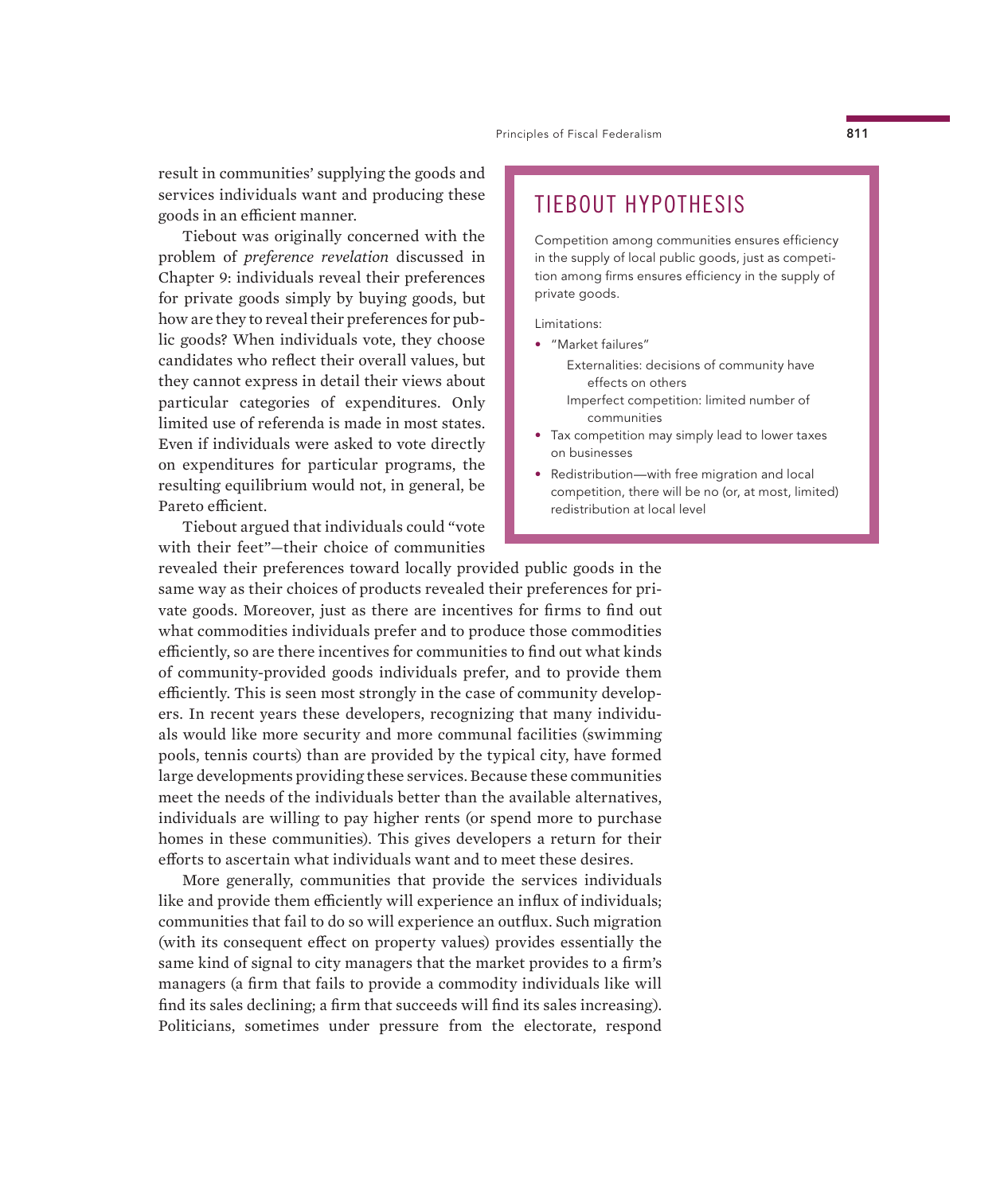result in communities' supplying the goods and services individuals want and producing these goods in an efficient manner.

Tiebout was originally concerned with the problem of *preference revelation* discussed in Chapter 9: individuals reveal their preferences for private goods simply by buying goods, but how are they to reveal their preferences for public goods? When individuals vote, they choose candidates who reflect their overall values, but they cannot express in detail their views about particular categories of expenditures. Only limited use of referenda is made in most states. Even if individuals were asked to vote directly on expenditures for particular programs, the resulting equilibrium would not, in general, be Pareto efficient.

Tiebout argued that individuals could "vote with their feet"—their choice of communities revealed their preferences toward locally provided public goods in the same way as their choices of products revealed their preferences for private goods. Moreover, just as there are incentives for firms to find out what commodities individuals prefer and to produce those commodities efficiently, so are there incentives for communities to find out what kinds of community-provided goods individuals prefer, and to provide them efficiently. This is seen most strongly in the case of community developers. In recent years these developers, recognizing that many individuals would like more security and more communal facilities (swimming pools, tennis courts) than are provided by the typical city, have formed large developments providing these services. Because these communities meet the needs of the individuals better than the available alternatives, individuals are willing to pay higher rents (or spend more to purchase homes in these communities). This gives developers a return for their efforts to ascertain what individuals want and to meet these desires.

More generally, communities that provide the services individuals like and provide them efficiently will experience an influx of individuals; communities that fail to do so will experience an outflux. Such migration (with its consequent effect on property values) provides essentially the same kind of signal to city managers that the market provides to a firm's managers (a firm that fails to provide a commodity individuals like will find its sales declining; a firm that succeeds will find its sales increasing). Politicians, sometimes under pressure from the electorate, respond

## TIEBOUT HYPOTHESIS

Competition among communities ensures efficiency in the supply of local public goods, just as competition among firms ensures efficiency in the supply of private goods.

Limitations:

- "Market failures"
  - Externalities: decisions of community have effects on others
  - Imperfect competition: limited number of communities
- Tax competition may simply lead to lower taxes on businesses
- Redistribution—with free migration and local competition, there will be no (or, at most, limited) redistribution at local level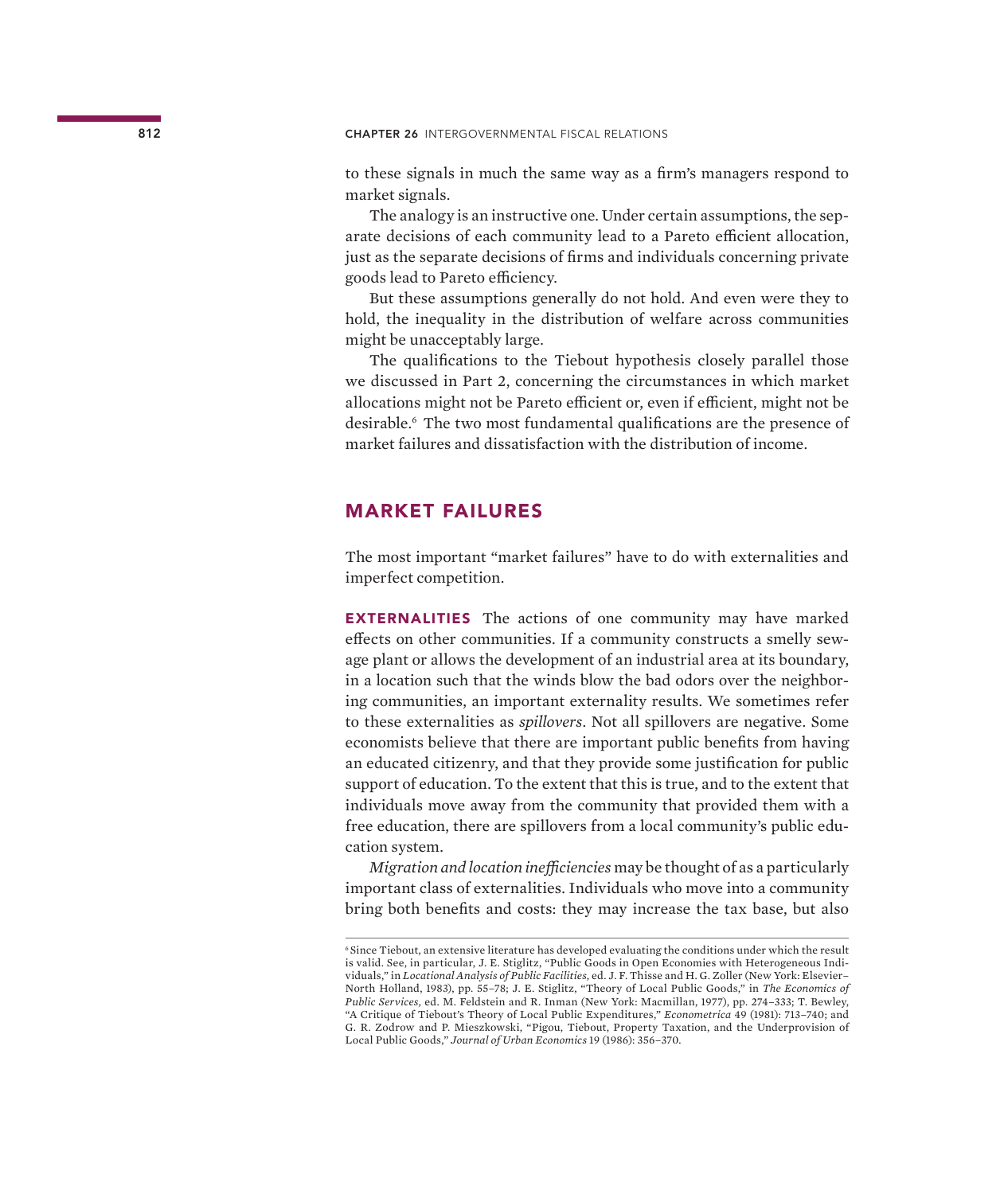to these signals in much the same way as a firm's managers respond to market signals.

The analogy is an instructive one. Under certain assumptions, the separate decisions of each community lead to a Pareto efficient allocation, just as the separate decisions of firms and individuals concerning private goods lead to Pareto efficiency.

But these assumptions generally do not hold. And even were they to hold, the inequality in the distribution of welfare across communities might be unacceptably large.

The qualifications to the Tiebout hypothesis closely parallel those we discussed in Part 2, concerning the circumstances in which market allocations might not be Pareto efficient or, even if efficient, might not be desirable.[6] The two most fundamental qualifications are the presence of market failures and dissatisfaction with the distribution of income.

## MARKET FAILURES

The most important "market failures" have to do with externalities and imperfect competition.

**EXTERNALITIES** The actions of one community may have marked effects on other communities. If a community constructs a smelly sewage plant or allows the development of an industrial area at its boundary, in a location such that the winds blow the bad odors over the neighboring communities, an important externality results. We sometimes refer to these externalities as *spillovers*. Not all spillovers are negative. Some economists believe that there are important public benefits from having an educated citizenry, and that they provide some justification for public support of education. To the extent that this is true, and to the extent that individuals move away from the community that provided them with a free education, there are spillovers from a local community's public education system.

*Migration and location inefficiencies* may be thought of as a particularly important class of externalities. Individuals who move into a community bring both benefits and costs: they may increase the tax base, but also

---

[6] Since Tiebout, an extensive literature has developed evaluating the conditions under which the result is valid. See, in particular, J. E. Stiglitz, "Public Goods in Open Economies with Heterogeneous Individuals," in *Locational Analysis of Public Facilities,* ed. J. F. Thisse and H. G. Zoller (New York: Elsevier–North Holland, 1983), pp. 55–78; J. E. Stiglitz, "Theory of Local Public Goods," in *The Economics of Public Services*, ed. M. Feldstein and R. Inman (New York: Macmillan, 1977), pp. 274–333; T. Bewley, "A Critique of Tiebout's Theory of Local Public Expenditures," *Econometrica* 49 (1981): 713–740; and G. R. Zodrow and P. Mieszkowski, "Pigou, Tiebout, Property Taxation, and the Underprovision of Local Public Goods," *Journal of Urban Economics* 19 (1986): 356–370.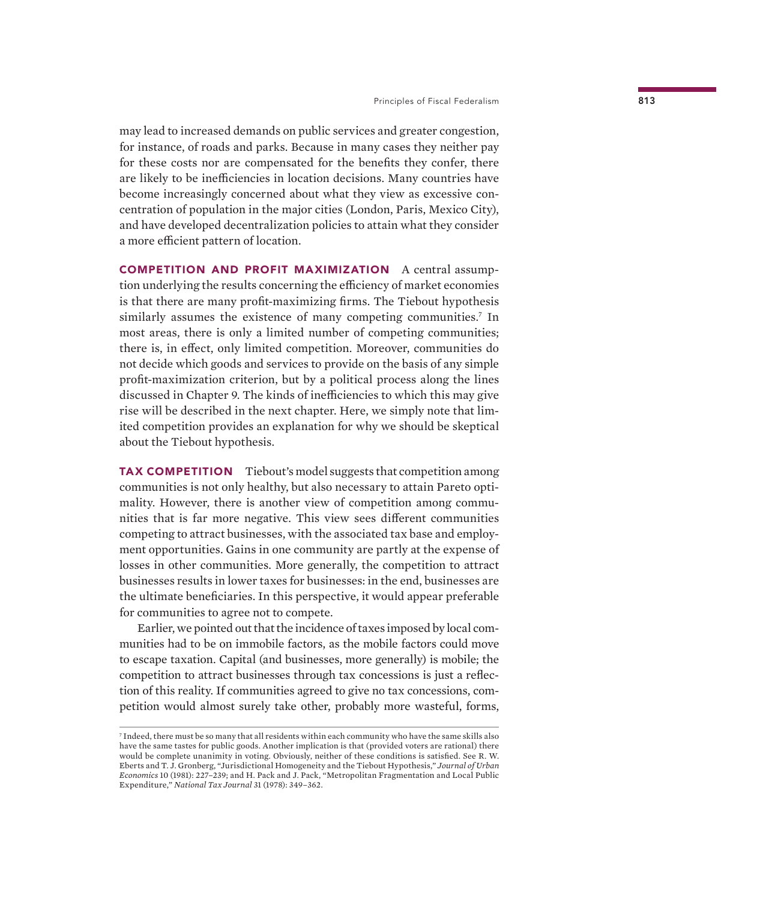may lead to increased demands on public services and greater congestion, for instance, of roads and parks. Because in many cases they neither pay for these costs nor are compensated for the benefits they confer, there are likely to be inefficiencies in location decisions. Many countries have become increasingly concerned about what they view as excessive concentration of population in the major cities (London, Paris, Mexico City), and have developed decentralization policies to attain what they consider a more efficient pattern of location.

**COMPETITION AND PROFIT MAXIMIZATION** A central assumption underlying the results concerning the efficiency of market economies is that there are many profit-maximizing firms. The Tiebout hypothesis similarly assumes the existence of many competing communities.[7] In most areas, there is only a limited number of competing communities; there is, in effect, only limited competition. Moreover, communities do not decide which goods and services to provide on the basis of any simple profit-maximization criterion, but by a political process along the lines discussed in Chapter 9. The kinds of inefficiencies to which this may give rise will be described in the next chapter. Here, we simply note that limited competition provides an explanation for why we should be skeptical about the Tiebout hypothesis.

**TAX COMPETITION** Tiebout's model suggests that competition among communities is not only healthy, but also necessary to attain Pareto optimality. However, there is another view of competition among communities that is far more negative. This view sees different communities competing to attract businesses, with the associated tax base and employment opportunities. Gains in one community are partly at the expense of losses in other communities. More generally, the competition to attract businesses results in lower taxes for businesses: in the end, businesses are the ultimate beneficiaries. In this perspective, it would appear preferable for communities to agree not to compete.

Earlier, we pointed out that the incidence of taxes imposed by local communities had to be on immobile factors, as the mobile factors could move to escape taxation. Capital (and businesses, more generally) is mobile; the competition to attract businesses through tax concessions is just a reflection of this reality. If communities agreed to give no tax concessions, competition would almost surely take other, probably more wasteful, forms,

---

[7] Indeed, there must be so many that all residents within each community who have the same skills also have the same tastes for public goods. Another implication is that (provided voters are rational) there would be complete unanimity in voting. Obviously, neither of these conditions is satisfied. See R. W. Eberts and T. J. Gronberg, "Jurisdictional Homogeneity and the Tiebout Hypothesis," *Journal of Urban Economics* 10 (1981): 227–239; and H. Pack and J. Pack, "Metropolitan Fragmentation and Local Public Expenditure," *National Tax Journal* 31 (1978): 349–362.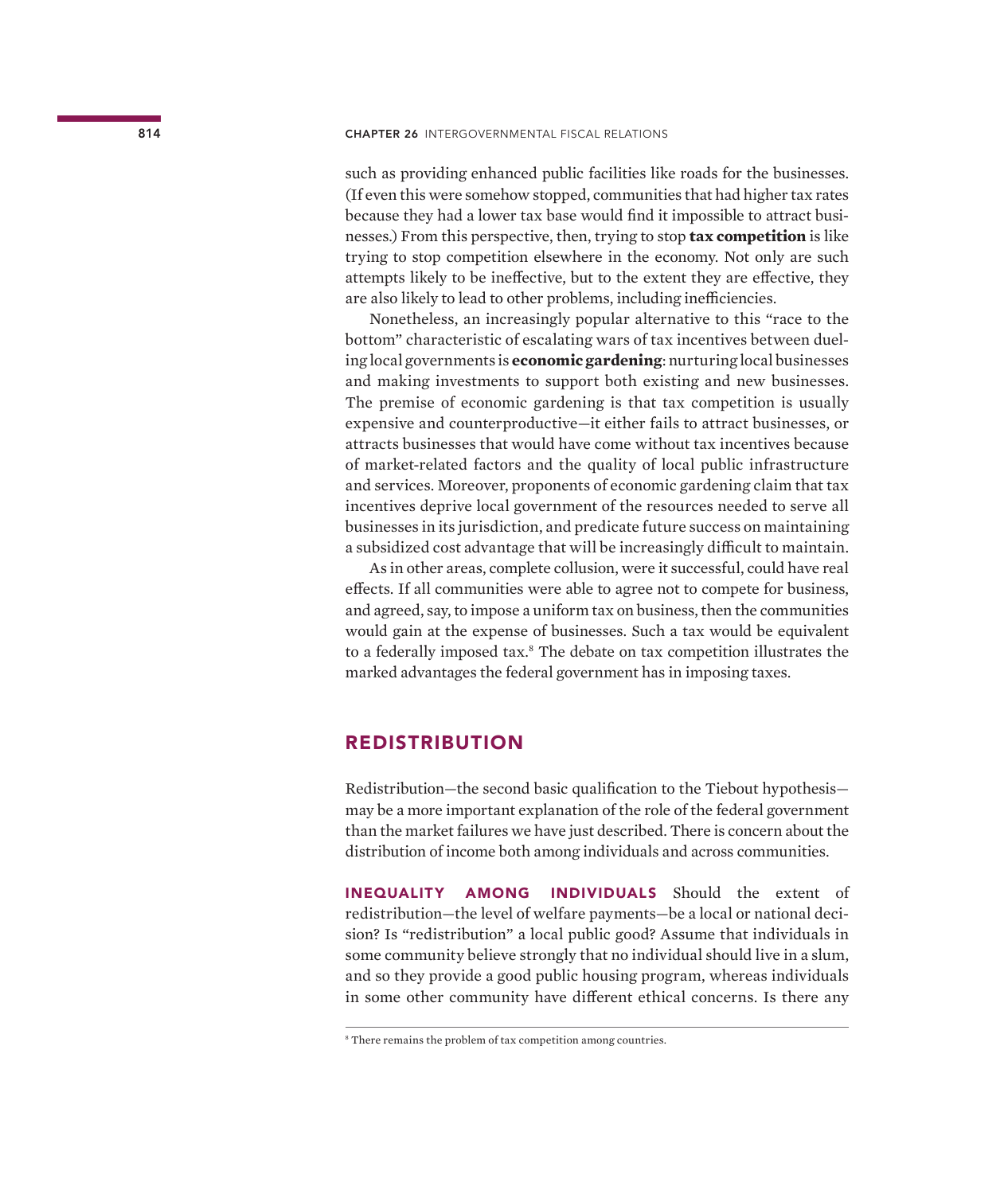such as providing enhanced public facilities like roads for the businesses. (If even this were somehow stopped, communities that had higher tax rates because they had a lower tax base would find it impossible to attract businesses.) From this perspective, then, trying to stop **tax competition** is like trying to stop competition elsewhere in the economy. Not only are such attempts likely to be ineffective, but to the extent they are effective, they are also likely to lead to other problems, including inefficiencies.

Nonetheless, an increasingly popular alternative to this "race to the bottom" characteristic of escalating wars of tax incentives between dueling local governments is **economic gardening**: nurturing local businesses and making investments to support both existing and new businesses. The premise of economic gardening is that tax competition is usually expensive and counterproductive—it either fails to attract businesses, or attracts businesses that would have come without tax incentives because of market-related factors and the quality of local public infrastructure and services. Moreover, proponents of economic gardening claim that tax incentives deprive local government of the resources needed to serve all businesses in its jurisdiction, and predicate future success on maintaining a subsidized cost advantage that will be increasingly difficult to maintain.

As in other areas, complete collusion, were it successful, could have real effects. If all communities were able to agree not to compete for business, and agreed, say, to impose a uniform tax on business, then the communities would gain at the expense of businesses. Such a tax would be equivalent to a federally imposed tax.[8] The debate on tax competition illustrates the marked advantages the federal government has in imposing taxes.

## REDISTRIBUTION

Redistribution—the second basic qualification to the Tiebout hypothesis—may be a more important explanation of the role of the federal government than the market failures we have just described. There is concern about the distribution of income both among individuals and across communities.

**INEQUALITY AMONG INDIVIDUALS** Should the extent of redistribution—the level of welfare payments—be a local or national decision? Is "redistribution" a local public good? Assume that individuals in some community believe strongly that no individual should live in a slum, and so they provide a good public housing program, whereas individuals in some other community have different ethical concerns. Is there any

[8] There remains the problem of tax competition among countries.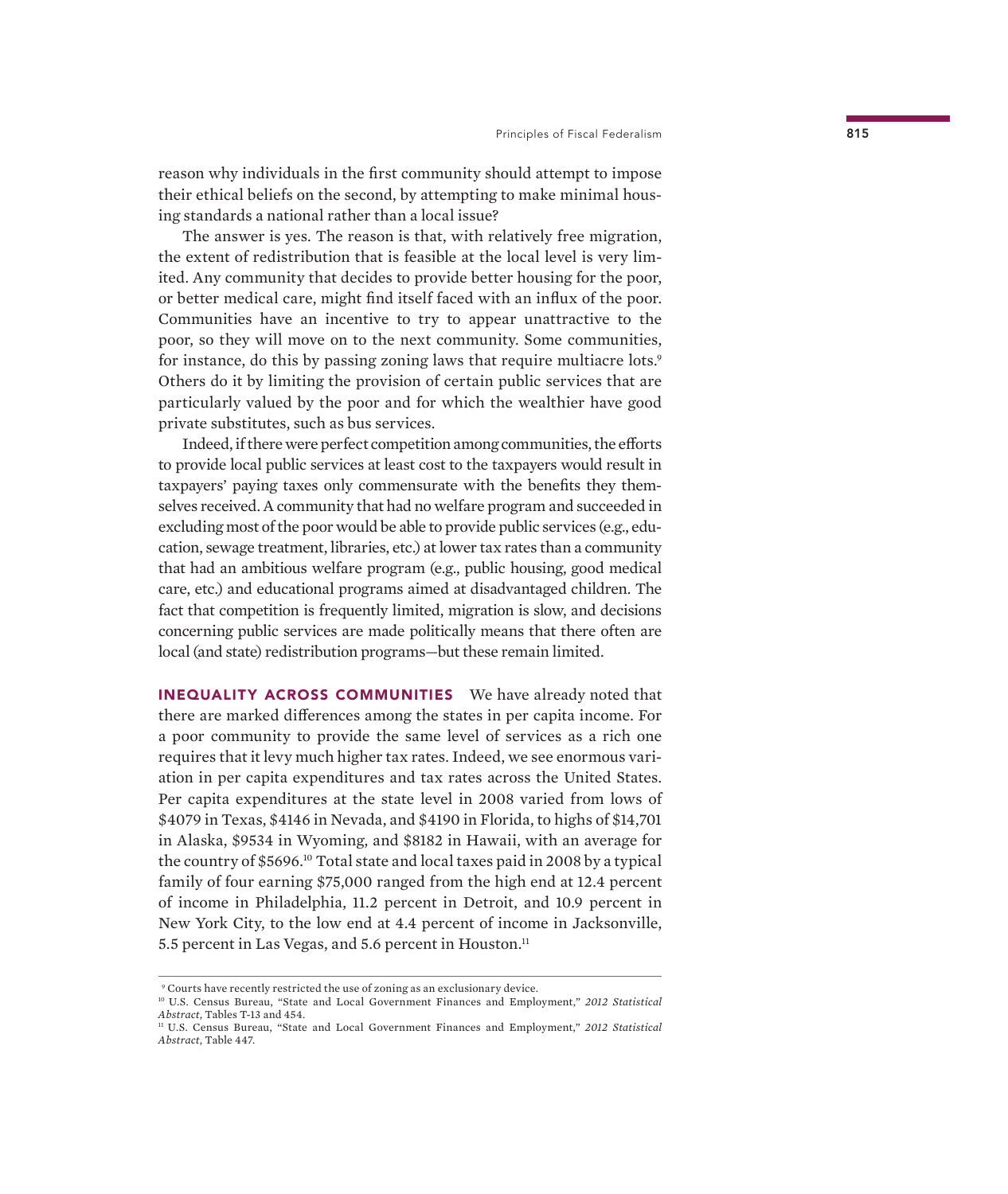reason why individuals in the first community should attempt to impose their ethical beliefs on the second, by attempting to make minimal housing standards a national rather than a local issue?

The answer is yes. The reason is that, with relatively free migration, the extent of redistribution that is feasible at the local level is very limited. Any community that decides to provide better housing for the poor, or better medical care, might find itself faced with an influx of the poor. Communities have an incentive to try to appear unattractive to the poor, so they will move on to the next community. Some communities, for instance, do this by passing zoning laws that require multiacre lots.[9] Others do it by limiting the provision of certain public services that are particularly valued by the poor and for which the wealthier have good private substitutes, such as bus services.

Indeed, if there were perfect competition among communities, the efforts to provide local public services at least cost to the taxpayers would result in taxpayers' paying taxes only commensurate with the benefits they themselves received. A community that had no welfare program and succeeded in excluding most of the poor would be able to provide public services (e.g., education, sewage treatment, libraries, etc.) at lower tax rates than a community that had an ambitious welfare program (e.g., public housing, good medical care, etc.) and educational programs aimed at disadvantaged children. The fact that competition is frequently limited, migration is slow, and decisions concerning public services are made politically means that there often are local (and state) redistribution programs—but these remain limited.

**INEQUALITY ACROSS COMMUNITIES** We have already noted that there are marked differences among the states in per capita income. For a poor community to provide the same level of services as a rich one requires that it levy much higher tax rates. Indeed, we see enormous variation in per capita expenditures and tax rates across the United States. Per capita expenditures at the state level in 2008 varied from lows of $4079 in Texas, $4146 in Nevada, and $4190 in Florida, to highs of $14,701 in Alaska, $9534 in Wyoming, and $8182 in Hawaii, with an average for the country of $5696.[10] Total state and local taxes paid in 2008 by a typical family of four earning $75,000 ranged from the high end at 12.4 percent of income in Philadelphia, 11.2 percent in Detroit, and 10.9 percent in New York City, to the low end at 4.4 percent of income in Jacksonville, 5.5 percent in Las Vegas, and 5.6 percent in Houston.[11]

---

[9] Courts have recently restricted the use of zoning as an exclusionary device.

[10] U.S. Census Bureau, "State and Local Government Finances and Employment," *2012 Statistical Abstract*, Tables T-13 and 454.

[11] U.S. Census Bureau, "State and Local Government Finances and Employment," *2012 Statistical Abstract*, Table 447.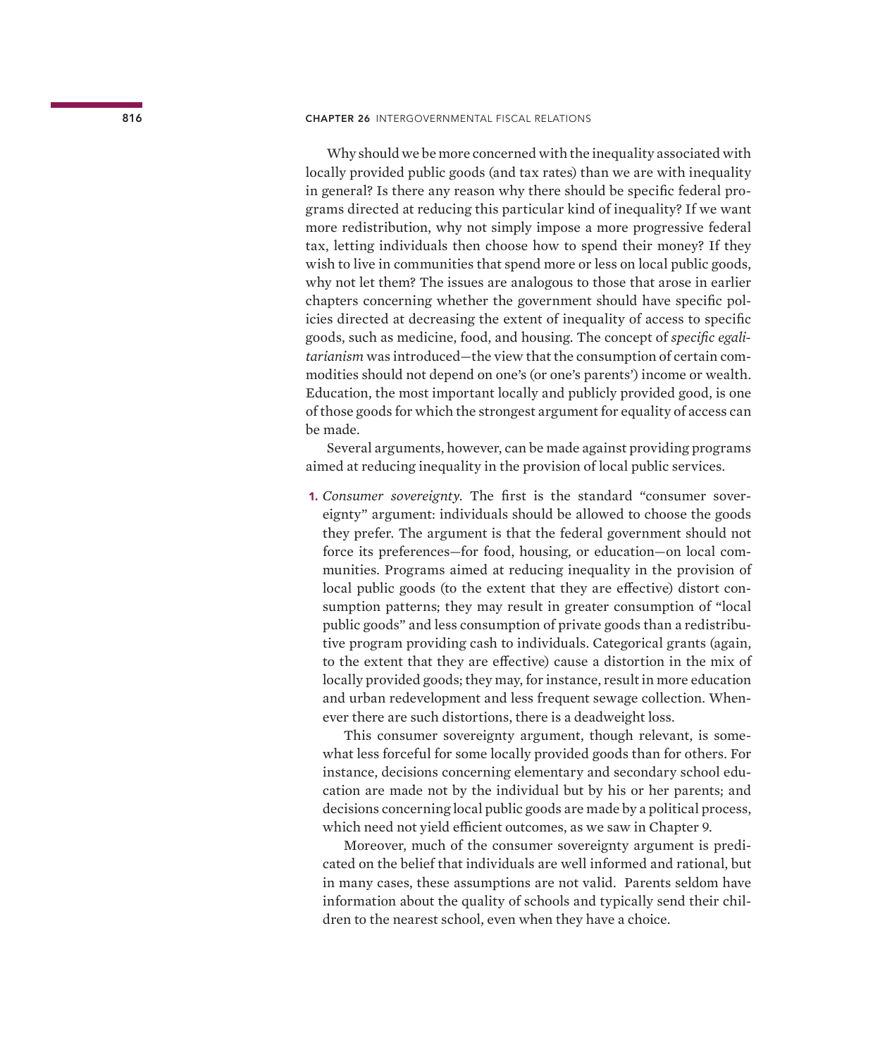Why should we be more concerned with the inequality associated with locally provided public goods (and tax rates) than we are with inequality in general? Is there any reason why there should be specific federal programs directed at reducing this particular kind of inequality? If we want more redistribution, why not simply impose a more progressive federal tax, letting individuals then choose how to spend their money? If they wish to live in communities that spend more or less on local public goods, why not let them? The issues are analogous to those that arose in earlier chapters concerning whether the government should have specific policies directed at decreasing the extent of inequality of access to specific goods, such as medicine, food, and housing. The concept of *specific egalitarianism* was introduced—the view that the consumption of certain commodities should not depend on one's (or one's parents') income or wealth. Education, the most important locally and publicly provided good, is one of those goods for which the strongest argument for equality of access can be made.

Several arguments, however, can be made against providing programs aimed at reducing inequality in the provision of local public services.

1. *Consumer sovereignty*. The first is the standard "consumer sovereignty" argument: individuals should be allowed to choose the goods they prefer. The argument is that the federal government should not force its preferences—for food, housing, or education—on local communities. Programs aimed at reducing inequality in the provision of local public goods (to the extent that they are effective) distort consumption patterns; they may result in greater consumption of "local public goods" and less consumption of private goods than a redistributive program providing cash to individuals. Categorical grants (again, to the extent that they are effective) cause a distortion in the mix of locally provided goods; they may, for instance, result in more education and urban redevelopment and less frequent sewage collection. Whenever there are such distortions, there is a deadweight loss.

   This consumer sovereignty argument, though relevant, is somewhat less forceful for some locally provided goods than for others. For instance, decisions concerning elementary and secondary school education are made not by the individual but by his or her parents; and decisions concerning local public goods are made by a political process, which need not yield efficient outcomes, as we saw in Chapter 9.

   Moreover, much of the consumer sovereignty argument is predicated on the belief that individuals are well informed and rational, but in many cases, these assumptions are not valid. Parents seldom have information about the quality of schools and typically send their children to the nearest school, even when they have a choice.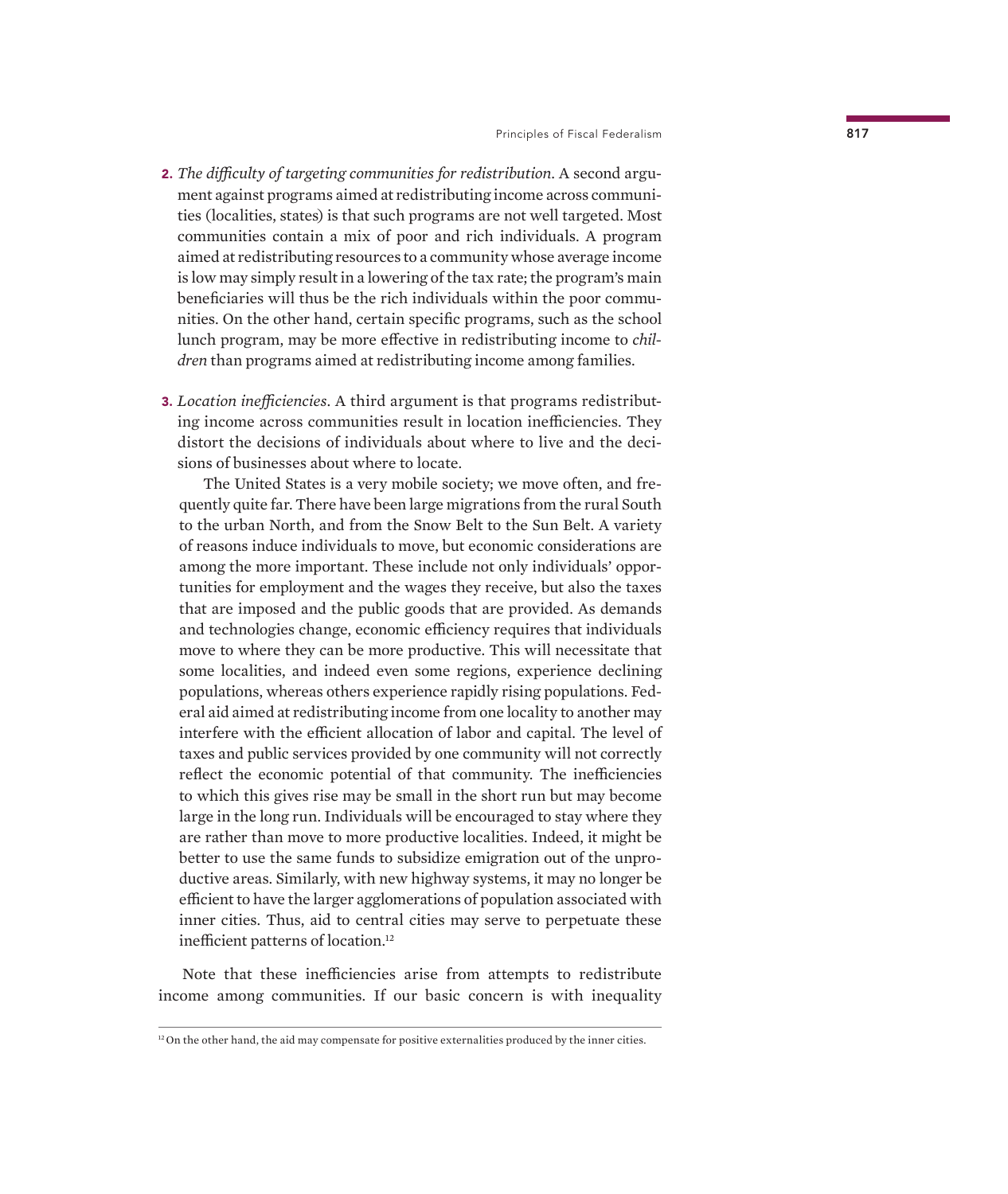2. *The difficulty of targeting communities for redistribution.* A second argument against programs aimed at redistributing income across communities (localities, states) is that such programs are not well targeted. Most communities contain a mix of poor and rich individuals. A program aimed at redistributing resources to a community whose average income is low may simply result in a lowering of the tax rate; the program's main beneficiaries will thus be the rich individuals within the poor communities. On the other hand, certain specific programs, such as the school lunch program, may be more effective in redistributing income to *children* than programs aimed at redistributing income among families.

3. *Location inefficiencies.* A third argument is that programs redistributing income across communities result in location inefficiencies. They distort the decisions of individuals about where to live and the decisions of businesses about where to locate.

   The United States is a very mobile society; we move often, and frequently quite far. There have been large migrations from the rural South to the urban North, and from the Snow Belt to the Sun Belt. A variety of reasons induce individuals to move, but economic considerations are among the more important. These include not only individuals' opportunities for employment and the wages they receive, but also the taxes that are imposed and the public goods that are provided. As demands and technologies change, economic efficiency requires that individuals move to where they can be more productive. This will necessitate that some localities, and indeed even some regions, experience declining populations, whereas others experience rapidly rising populations. Federal aid aimed at redistributing income from one locality to another may interfere with the efficient allocation of labor and capital. The level of taxes and public services provided by one community will not correctly reflect the economic potential of that community. The inefficiencies to which this gives rise may be small in the short run but may become large in the long run. Individuals will be encouraged to stay where they are rather than move to more productive localities. Indeed, it might be better to use the same funds to subsidize emigration out of the unproductive areas. Similarly, with new highway systems, it may no longer be efficient to have the larger agglomerations of population associated with inner cities. Thus, aid to central cities may serve to perpetuate these inefficient patterns of location.[12]

Note that these inefficiencies arise from attempts to redistribute income among communities. If our basic concern is with inequality

[12] On the other hand, the aid may compensate for positive externalities produced by the inner cities.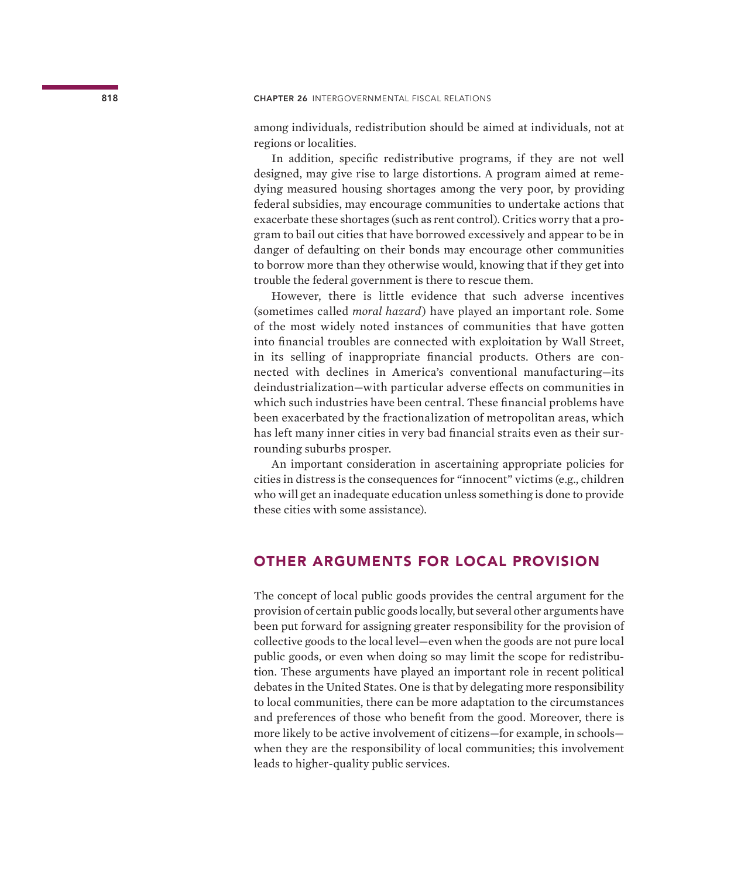among individuals, redistribution should be aimed at individuals, not at regions or localities.

In addition, specific redistributive programs, if they are not well designed, may give rise to large distortions. A program aimed at remedying measured housing shortages among the very poor, by providing federal subsidies, may encourage communities to undertake actions that exacerbate these shortages (such as rent control). Critics worry that a program to bail out cities that have borrowed excessively and appear to be in danger of defaulting on their bonds may encourage other communities to borrow more than they otherwise would, knowing that if they get into trouble the federal government is there to rescue them.

However, there is little evidence that such adverse incentives (sometimes called *moral hazard*) have played an important role. Some of the most widely noted instances of communities that have gotten into financial troubles are connected with exploitation by Wall Street, in its selling of inappropriate financial products. Others are connected with declines in America's conventional manufacturing—its deindustrialization—with particular adverse effects on communities in which such industries have been central. These financial problems have been exacerbated by the fractionalization of metropolitan areas, which has left many inner cities in very bad financial straits even as their surrounding suburbs prosper.

An important consideration in ascertaining appropriate policies for cities in distress is the consequences for "innocent" victims (e.g., children who will get an inadequate education unless something is done to provide these cities with some assistance).

## OTHER ARGUMENTS FOR LOCAL PROVISION

The concept of local public goods provides the central argument for the provision of certain public goods locally, but several other arguments have been put forward for assigning greater responsibility for the provision of collective goods to the local level—even when the goods are not pure local public goods, or even when doing so may limit the scope for redistribution. These arguments have played an important role in recent political debates in the United States. One is that by delegating more responsibility to local communities, there can be more adaptation to the circumstances and preferences of those who benefit from the good. Moreover, there is more likely to be active involvement of citizens—for example, in schools—when they are the responsibility of local communities; this involvement leads to higher-quality public services.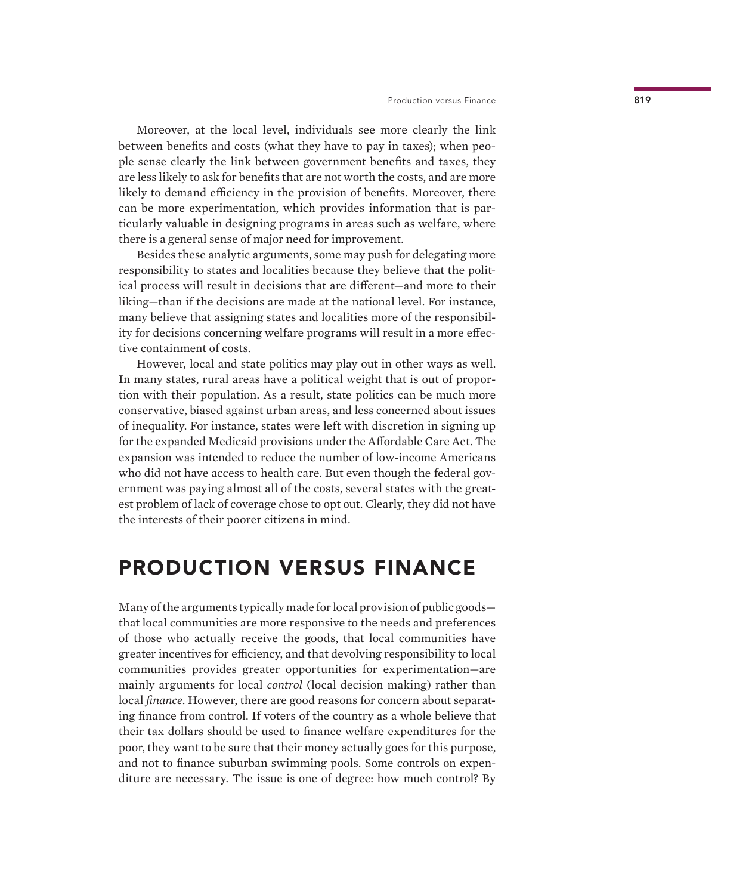Moreover, at the local level, individuals see more clearly the link between benefits and costs (what they have to pay in taxes); when people sense clearly the link between government benefits and taxes, they are less likely to ask for benefits that are not worth the costs, and are more likely to demand efficiency in the provision of benefits. Moreover, there can be more experimentation, which provides information that is particularly valuable in designing programs in areas such as welfare, where there is a general sense of major need for improvement.

Besides these analytic arguments, some may push for delegating more responsibility to states and localities because they believe that the political process will result in decisions that are different—and more to their liking—than if the decisions are made at the national level. For instance, many believe that assigning states and localities more of the responsibility for decisions concerning welfare programs will result in a more effective containment of costs.

However, local and state politics may play out in other ways as well. In many states, rural areas have a political weight that is out of proportion with their population. As a result, state politics can be much more conservative, biased against urban areas, and less concerned about issues of inequality. For instance, states were left with discretion in signing up for the expanded Medicaid provisions under the Affordable Care Act. The expansion was intended to reduce the number of low-income Americans who did not have access to health care. But even though the federal government was paying almost all of the costs, several states with the greatest problem of lack of coverage chose to opt out. Clearly, they did not have the interests of their poorer citizens in mind.

## PRODUCTION VERSUS FINANCE

Many of the arguments typically made for local provision of public goods—that local communities are more responsive to the needs and preferences of those who actually receive the goods, that local communities have greater incentives for efficiency, and that devolving responsibility to local communities provides greater opportunities for experimentation—are mainly arguments for local *control* (local decision making) rather than local *finance*. However, there are good reasons for concern about separating finance from control. If voters of the country as a whole believe that their tax dollars should be used to finance welfare expenditures for the poor, they want to be sure that their money actually goes for this purpose, and not to finance suburban swimming pools. Some controls on expenditure are necessary. The issue is one of degree: how much control? By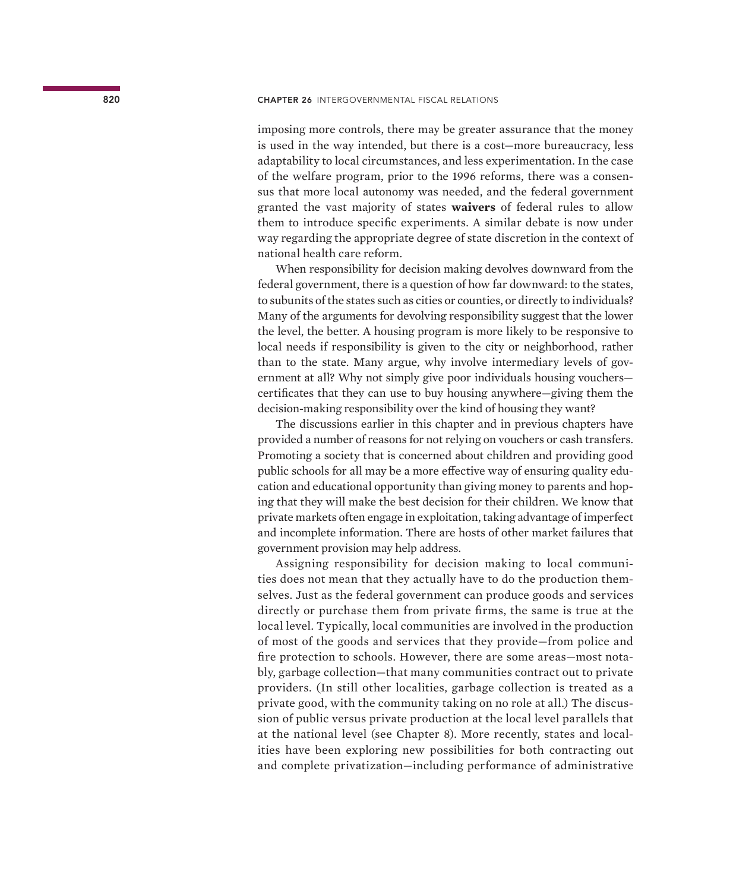imposing more controls, there may be greater assurance that the money is used in the way intended, but there is a cost—more bureaucracy, less adaptability to local circumstances, and less experimentation. In the case of the welfare program, prior to the 1996 reforms, there was a consensus that more local autonomy was needed, and the federal government granted the vast majority of states **waivers** of federal rules to allow them to introduce specific experiments. A similar debate is now under way regarding the appropriate degree of state discretion in the context of national health care reform.

When responsibility for decision making devolves downward from the federal government, there is a question of how far downward: to the states, to subunits of the states such as cities or counties, or directly to individuals? Many of the arguments for devolving responsibility suggest that the lower the level, the better. A housing program is more likely to be responsive to local needs if responsibility is given to the city or neighborhood, rather than to the state. Many argue, why involve intermediary levels of government at all? Why not simply give poor individuals housing vouchers—certificates that they can use to buy housing anywhere—giving them the decision-making responsibility over the kind of housing they want?

The discussions earlier in this chapter and in previous chapters have provided a number of reasons for not relying on vouchers or cash transfers. Promoting a society that is concerned about children and providing good public schools for all may be a more effective way of ensuring quality education and educational opportunity than giving money to parents and hoping that they will make the best decision for their children. We know that private markets often engage in exploitation, taking advantage of imperfect and incomplete information. There are hosts of other market failures that government provision may help address.

Assigning responsibility for decision making to local communities does not mean that they actually have to do the production themselves. Just as the federal government can produce goods and services directly or purchase them from private firms, the same is true at the local level. Typically, local communities are involved in the production of most of the goods and services that they provide—from police and fire protection to schools. However, there are some areas—most notably, garbage collection—that many communities contract out to private providers. (In still other localities, garbage collection is treated as a private good, with the community taking on no role at all.) The discussion of public versus private production at the local level parallels that at the national level (see Chapter 8). More recently, states and localities have been exploring new possibilities for both contracting out and complete privatization—including performance of administrative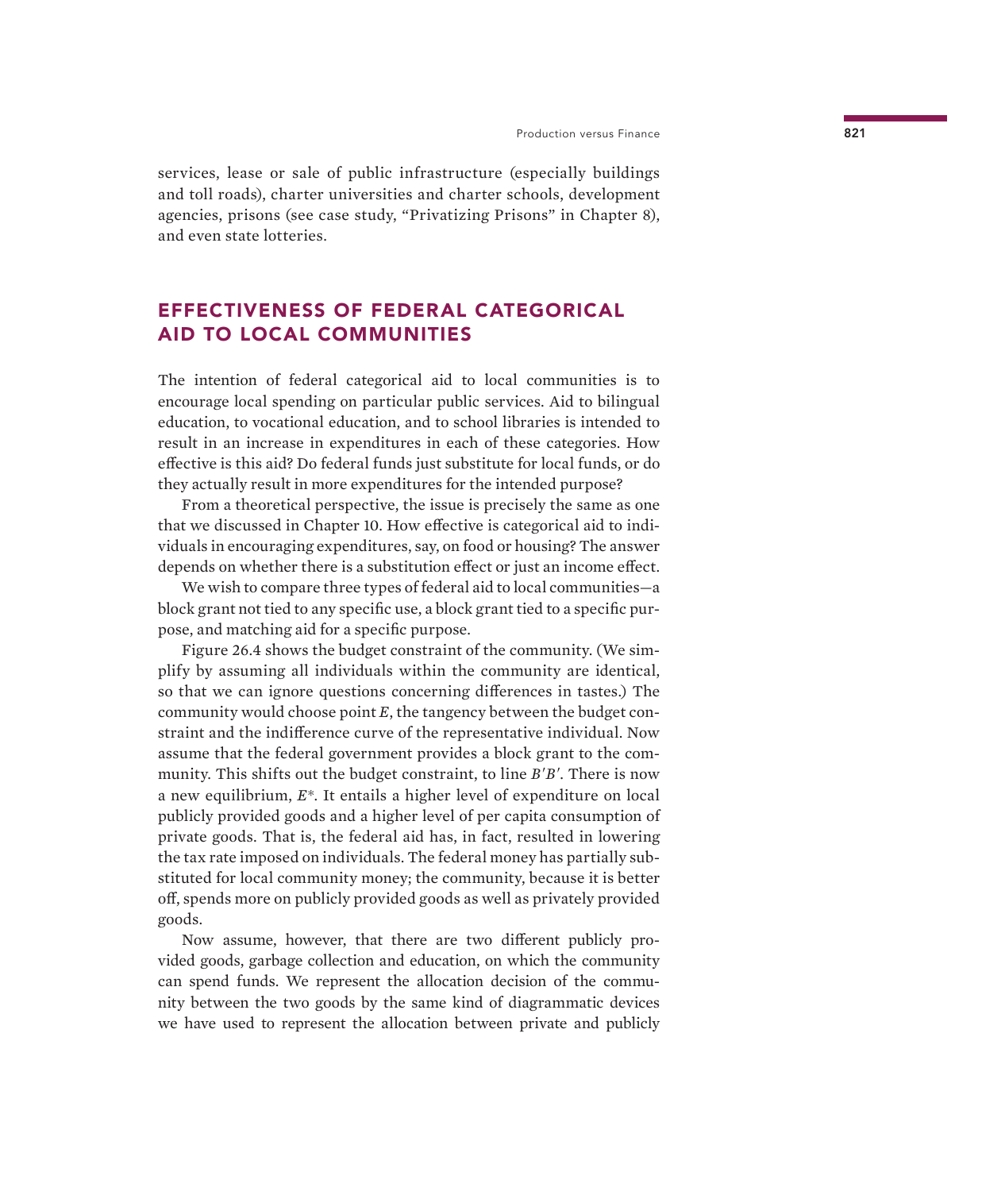services, lease or sale of public infrastructure (especially buildings and toll roads), charter universities and charter schools, development agencies, prisons (see case study, "Privatizing Prisons" in Chapter 8), and even state lotteries.

## EFFECTIVENESS OF FEDERAL CATEGORICAL AID TO LOCAL COMMUNITIES

The intention of federal categorical aid to local communities is to encourage local spending on particular public services. Aid to bilingual education, to vocational education, and to school libraries is intended to result in an increase in expenditures in each of these categories. How effective is this aid? Do federal funds just substitute for local funds, or do they actually result in more expenditures for the intended purpose?

From a theoretical perspective, the issue is precisely the same as one that we discussed in Chapter 10. How effective is categorical aid to individuals in encouraging expenditures, say, on food or housing? The answer depends on whether there is a substitution effect or just an income effect.

We wish to compare three types of federal aid to local communities—a block grant not tied to any specific use, a block grant tied to a specific purpose, and matching aid for a specific purpose.

Figure 26.4 shows the budget constraint of the community. (We simplify by assuming all individuals within the community are identical, so that we can ignore questions concerning differences in tastes.) The community would choose point $E$, the tangency between the budget constraint and the indifference curve of the representative individual. Now assume that the federal government provides a block grant to the community. This shifts out the budget constraint, to line $B'B'$. There is now a new equilibrium, $E^*$. It entails a higher level of expenditure on local publicly provided goods and a higher level of per capita consumption of private goods. That is, the federal aid has, in fact, resulted in lowering the tax rate imposed on individuals. The federal money has partially substituted for local community money; the community, because it is better off, spends more on publicly provided goods as well as privately provided goods.

Now assume, however, that there are two different publicly provided goods, garbage collection and education, on which the community can spend funds. We represent the allocation decision of the community between the two goods by the same kind of diagrammatic devices we have used to represent the allocation between private and publicly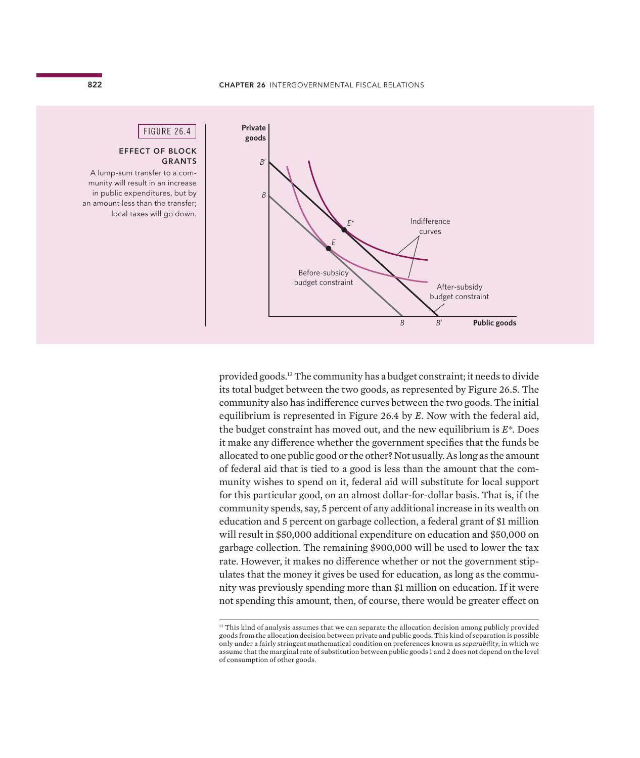FIGURE 26.4

**EFFECT OF BLOCK GRANTS**

A lump-sum transfer to a community will result in an increase in public expenditures, but by an amount less than the transfer; local taxes will go down.

provided goods.[13] The community has a budget constraint; it needs to divide its total budget between the two goods, as represented by Figure 26.5. The community also has indifference curves between the two goods. The initial equilibrium is represented in Figure 26.4 by *E*. Now with the federal aid, the budget constraint has moved out, and the new equilibrium is *E*\*. Does it make any difference whether the government specifies that the funds be allocated to one public good or the other? Not usually. As long as the amount of federal aid that is tied to a good is less than the amount that the community wishes to spend on it, federal aid will substitute for local support for this particular good, on an almost dollar-for-dollar basis. That is, if the community spends, say, 5 percent of any additional increase in its wealth on education and 5 percent on garbage collection, a federal grant of $1 million will result in $50,000 additional expenditure on education and $50,000 on garbage collection. The remaining $900,000 will be used to lower the tax rate. However, it makes no difference whether or not the government stipulates that the money it gives be used for education, as long as the community was previously spending more than $1 million on education. If it were not spending this amount, then, of course, there would be greater effect on

[13] This kind of analysis assumes that we can separate the allocation decision among publicly provided goods from the allocation decision between private and public goods. This kind of separation is possible only under a fairly stringent mathematical condition on preferences known as *separability*, in which we assume that the marginal rate of substitution between public goods 1 and 2 does not depend on the level of consumption of other goods.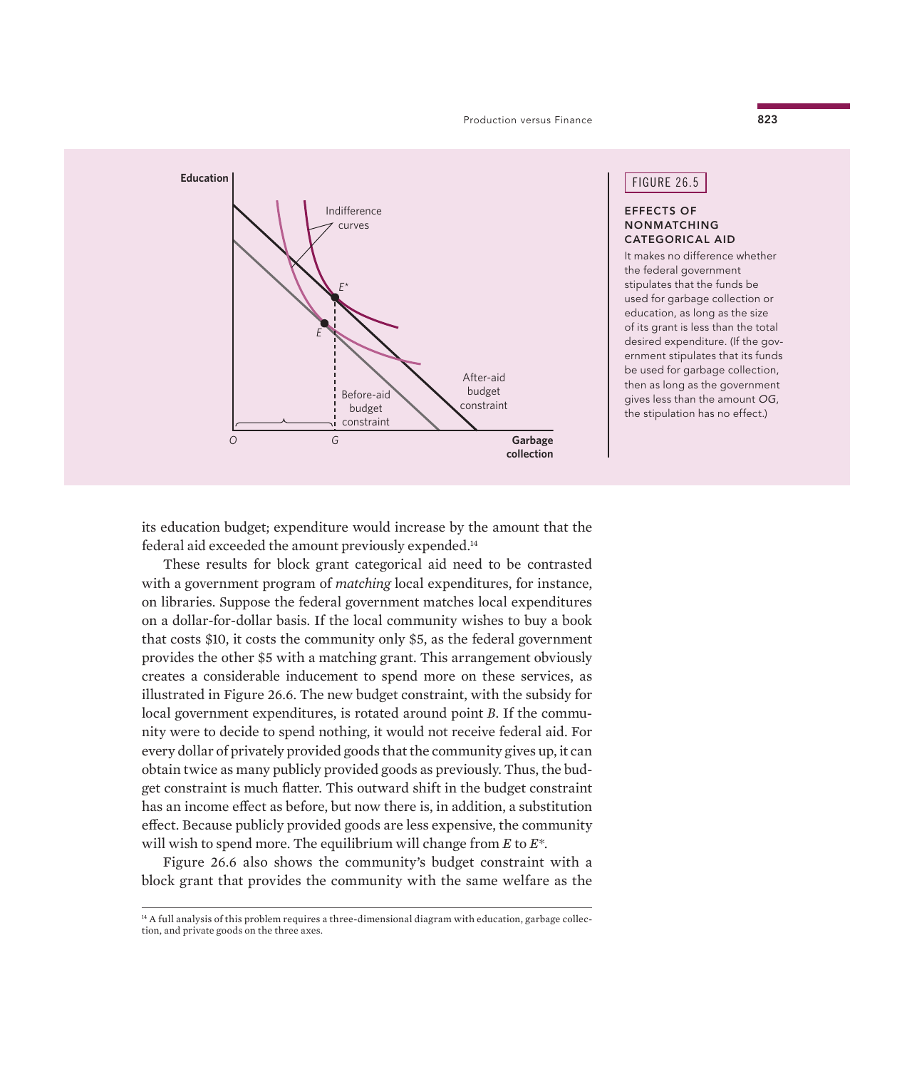FIGURE 26.5

**EFFECTS OF NONMATCHING CATEGORICAL AID**

It makes no difference whether the federal government stipulates that the funds be used for garbage collection or education, as long as the size of its grant is less than the total desired expenditure. (If the government stipulates that its funds be used for garbage collection, then as long as the government gives less than the amount *OG*, the stipulation has no effect.)

its education budget; expenditure would increase by the amount that the federal aid exceeded the amount previously expended.[14]

These results for block grant categorical aid need to be contrasted with a government program of *matching* local expenditures, for instance, on libraries. Suppose the federal government matches local expenditures on a dollar-for-dollar basis. If the local community wishes to buy a book that costs $10, it costs the community only $5, as the federal government provides the other $5 with a matching grant. This arrangement obviously creates a considerable inducement to spend more on these services, as illustrated in Figure 26.6. The new budget constraint, with the subsidy for local government expenditures, is rotated around point *B*. If the community were to decide to spend nothing, it would not receive federal aid. For every dollar of privately provided goods that the community gives up, it can obtain twice as many publicly provided goods as previously. Thus, the budget constraint is much flatter. This outward shift in the budget constraint has an income effect as before, but now there is, in addition, a substitution effect. Because publicly provided goods are less expensive, the community will wish to spend more. The equilibrium will change from *E* to *E*\*.

Figure 26.6 also shows the community's budget constraint with a block grant that provides the community with the same welfare as the

[14] A full analysis of this problem requires a three-dimensional diagram with education, garbage collection, and private goods on the three axes.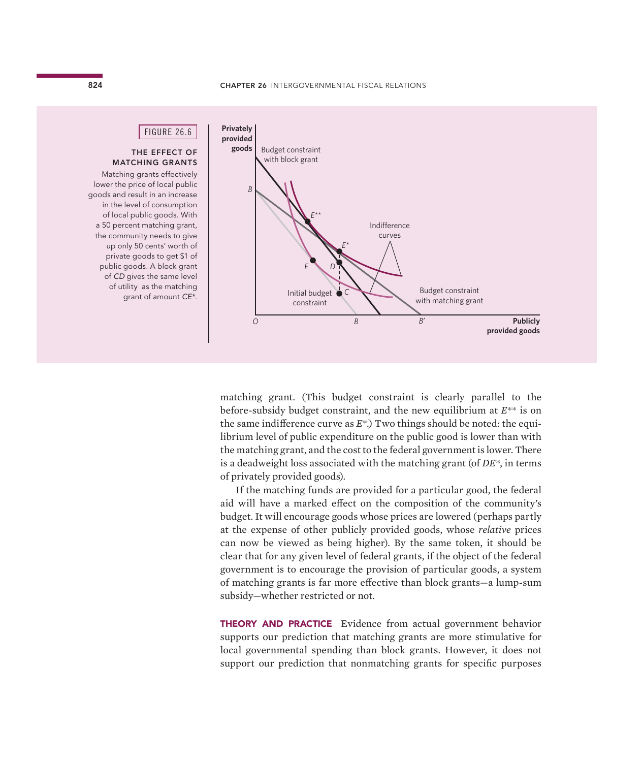FIGURE 26.6

**THE EFFECT OF MATCHING GRANTS**

Matching grants effectively lower the price of local public goods and result in an increase in the level of consumption of local public goods. With a 50 percent matching grant, the community needs to give up only 50 cents' worth of private goods to get $1 of public goods. A block grant of *CD* gives the same level of utility as the matching grant of amount *CE\**.

Privately provided goods

Budget constraint with block grant

B

E**

Indifference curves

E*

E

D

C

Initial budget constraint

Budget constraint with matching grant

O

B

B′

Publicly provided goods

matching grant. (This budget constraint is clearly parallel to the before-subsidy budget constraint, and the new equilibrium at $E^{**}$ is on the same indifference curve as $E^*$.) Two things should be noted: the equilibrium level of public expenditure on the public good is lower than with the matching grant, and the cost to the federal government is lower. There is a deadweight loss associated with the matching grant (of $DE^*$, in terms of privately provided goods).

If the matching funds are provided for a particular good, the federal aid will have a marked effect on the composition of the community's budget. It will encourage goods whose prices are lowered (perhaps partly at the expense of other publicly provided goods, whose *relative* prices can now be viewed as being higher). By the same token, it should be clear that for any given level of federal grants, if the object of the federal government is to encourage the provision of particular goods, a system of matching grants is far more effective than block grants—a lump-sum subsidy—whether restricted or not.

**THEORY AND PRACTICE** Evidence from actual government behavior supports our prediction that matching grants are more stimulative for local governmental spending than block grants. However, it does not support our prediction that nonmatching grants for specific purposes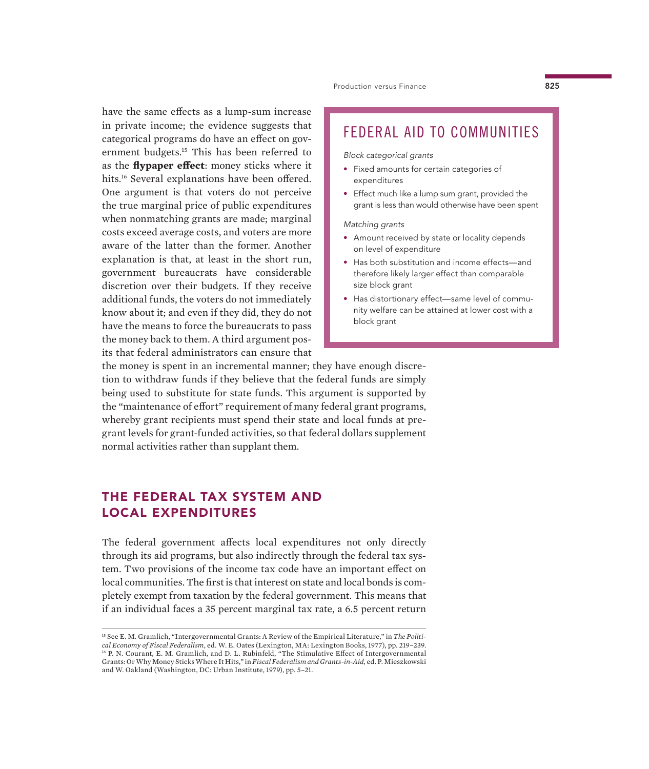have the same effects as a lump-sum increase in private income; the evidence suggests that categorical programs do have an effect on government budgets.[15] This has been referred to as the **flypaper effect**: money sticks where it hits.[16] Several explanations have been offered. One argument is that voters do not perceive the true marginal price of public expenditures when nonmatching grants are made; marginal costs exceed average costs, and voters are more aware of the latter than the former. Another explanation is that, at least in the short run, government bureaucrats have considerable discretion over their budgets. If they receive additional funds, the voters do not immediately know about it; and even if they did, they do not have the means to force the bureaucrats to pass the money back to them. A third argument posits that federal administrators can ensure that the money is spent in an incremental manner; they have enough discretion to withdraw funds if they believe that the federal funds are simply being used to substitute for state funds. This argument is supported by the "maintenance of effort" requirement of many federal grant programs, whereby grant recipients must spend their state and local funds at pre-grant levels for grant-funded activities, so that federal dollars supplement normal activities rather than supplant them.

> ### FEDERAL AID TO COMMUNITIES
>
> *Block categorical grants*
>
> - Fixed amounts for certain categories of expenditures
> - Effect much like a lump sum grant, provided the grant is less than would otherwise have been spent
>
> *Matching grants*
>
> - Amount received by state or locality depends on level of expenditure
> - Has both substitution and income effects—and therefore likely larger effect than comparable size block grant
> - Has distortionary effect—same level of community welfare can be attained at lower cost with a block grant

## THE FEDERAL TAX SYSTEM AND LOCAL EXPENDITURES

The federal government affects local expenditures not only directly through its aid programs, but also indirectly through the federal tax system. Two provisions of the income tax code have an important effect on local communities. The first is that interest on state and local bonds is completely exempt from taxation by the federal government. This means that if an individual faces a 35 percent marginal tax rate, a 6.5 percent return

[15] See E. M. Gramlich, "Intergovernmental Grants: A Review of the Empirical Literature," in *The Political Economy of Fiscal Federalism*, ed. W. E. Oates (Lexington, MA: Lexington Books, 1977), pp. 219–239.

[16] P. N. Courant, E. M. Gramlich, and D. L. Rubinfeld, "The Stimulative Effect of Intergovernmental Grants: Or Why Money Sticks Where It Hits," in *Fiscal Federalism and Grants-in-Aid*, ed. P. Mieszkowski and W. Oakland (Washington, DC: Urban Institute, 1979), pp. 5–21.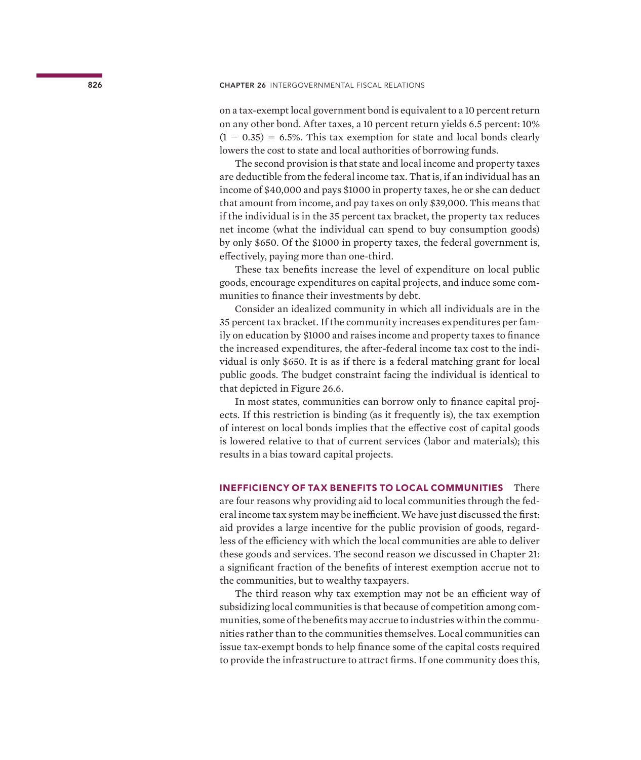on a tax-exempt local government bond is equivalent to a 10 percent return on any other bond. After taxes, a 10 percent return yields 6.5 percent: $10\% (1 - 0.35) = 6.5\%$. This tax exemption for state and local bonds clearly lowers the cost to state and local authorities of borrowing funds.

The second provision is that state and local income and property taxes are deductible from the federal income tax. That is, if an individual has an income of $40,000 and pays $1000 in property taxes, he or she can deduct that amount from income, and pay taxes on only $39,000. This means that if the individual is in the 35 percent tax bracket, the property tax reduces net income (what the individual can spend to buy consumption goods) by only $650. Of the $1000 in property taxes, the federal government is, effectively, paying more than one-third.

These tax benefits increase the level of expenditure on local public goods, encourage expenditures on capital projects, and induce some communities to finance their investments by debt.

Consider an idealized community in which all individuals are in the 35 percent tax bracket. If the community increases expenditures per family on education by $1000 and raises income and property taxes to finance the increased expenditures, the after-federal income tax cost to the individual is only $650. It is as if there is a federal matching grant for local public goods. The budget constraint facing the individual is identical to that depicted in Figure 26.6.

In most states, communities can borrow only to finance capital projects. If this restriction is binding (as it frequently is), the tax exemption of interest on local bonds implies that the effective cost of capital goods is lowered relative to that of current services (labor and materials); this results in a bias toward capital projects.

**INEFFICIENCY OF TAX BENEFITS TO LOCAL COMMUNITIES** There are four reasons why providing aid to local communities through the federal income tax system may be inefficient. We have just discussed the first: aid provides a large incentive for the public provision of goods, regardless of the efficiency with which the local communities are able to deliver these goods and services. The second reason we discussed in Chapter 21: a significant fraction of the benefits of interest exemption accrue not to the communities, but to wealthy taxpayers.

The third reason why tax exemption may not be an efficient way of subsidizing local communities is that because of competition among communities, some of the benefits may accrue to industries within the communities rather than to the communities themselves. Local communities can issue tax-exempt bonds to help finance some of the capital costs required to provide the infrastructure to attract firms. If one community does this,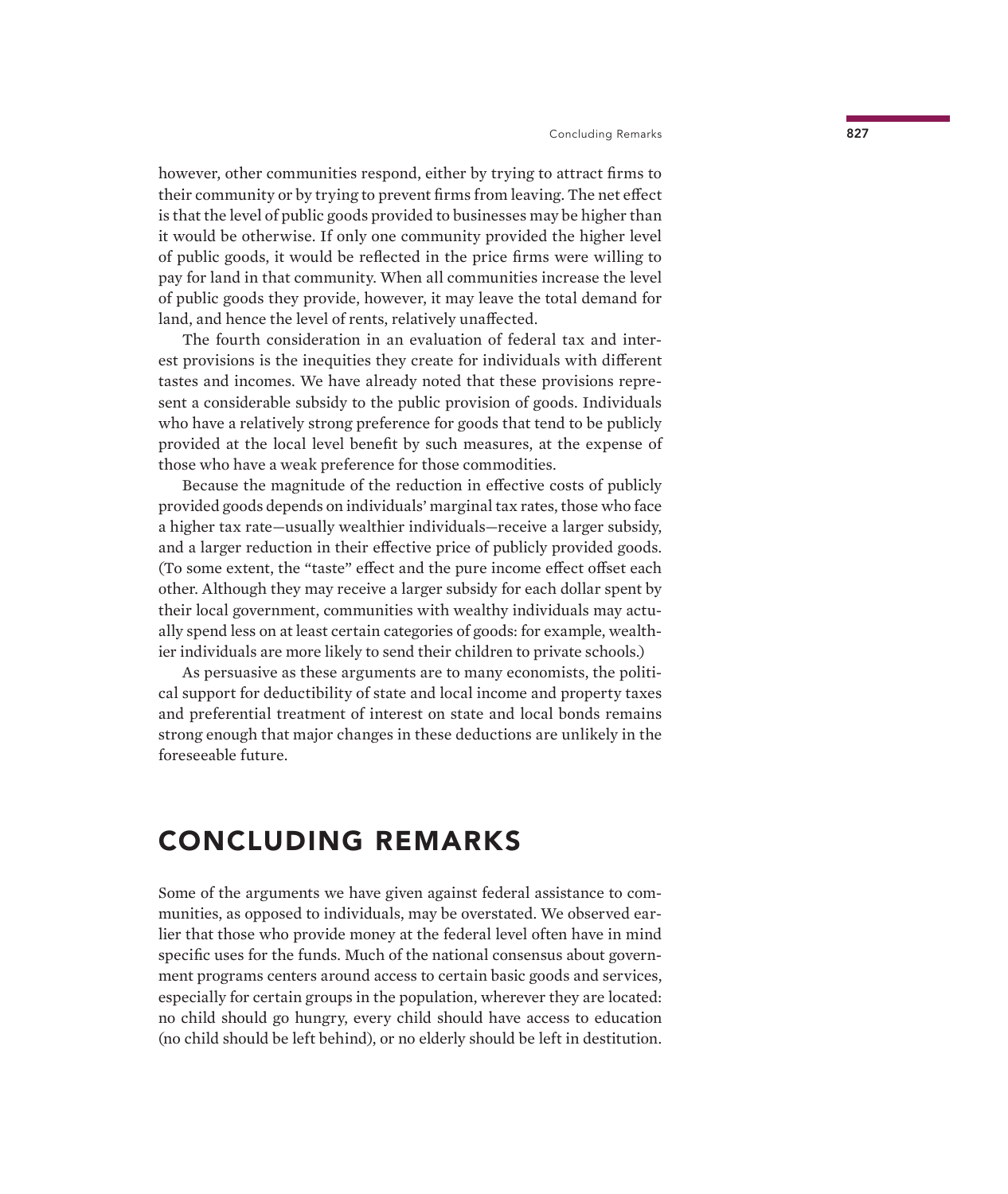however, other communities respond, either by trying to attract firms to their community or by trying to prevent firms from leaving. The net effect is that the level of public goods provided to businesses may be higher than it would be otherwise. If only one community provided the higher level of public goods, it would be reflected in the price firms were willing to pay for land in that community. When all communities increase the level of public goods they provide, however, it may leave the total demand for land, and hence the level of rents, relatively unaffected.

The fourth consideration in an evaluation of federal tax and interest provisions is the inequities they create for individuals with different tastes and incomes. We have already noted that these provisions represent a considerable subsidy to the public provision of goods. Individuals who have a relatively strong preference for goods that tend to be publicly provided at the local level benefit by such measures, at the expense of those who have a weak preference for those commodities.

Because the magnitude of the reduction in effective costs of publicly provided goods depends on individuals' marginal tax rates, those who face a higher tax rate—usually wealthier individuals—receive a larger subsidy, and a larger reduction in their effective price of publicly provided goods. (To some extent, the "taste" effect and the pure income effect offset each other. Although they may receive a larger subsidy for each dollar spent by their local government, communities with wealthy individuals may actually spend less on at least certain categories of goods: for example, wealthier individuals are more likely to send their children to private schools.)

As persuasive as these arguments are to many economists, the political support for deductibility of state and local income and property taxes and preferential treatment of interest on state and local bonds remains strong enough that major changes in these deductions are unlikely in the foreseeable future.

# CONCLUDING REMARKS

Some of the arguments we have given against federal assistance to communities, as opposed to individuals, may be overstated. We observed earlier that those who provide money at the federal level often have in mind specific uses for the funds. Much of the national consensus about government programs centers around access to certain basic goods and services, especially for certain groups in the population, wherever they are located: no child should go hungry, every child should have access to education (no child should be left behind), or no elderly should be left in destitution.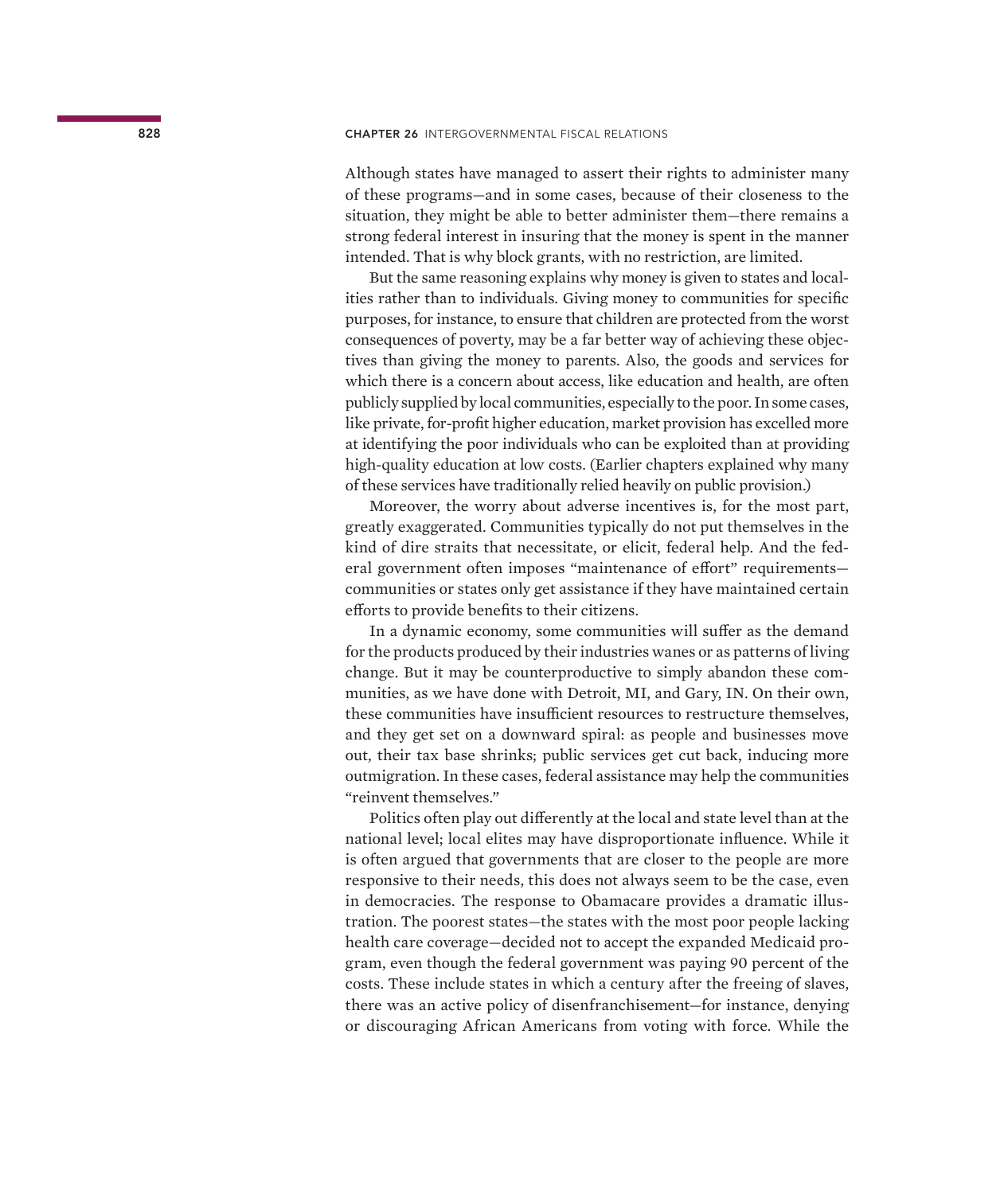Although states have managed to assert their rights to administer many of these programs—and in some cases, because of their closeness to the situation, they might be able to better administer them—there remains a strong federal interest in insuring that the money is spent in the manner intended. That is why block grants, with no restriction, are limited.

But the same reasoning explains why money is given to states and localities rather than to individuals. Giving money to communities for specific purposes, for instance, to ensure that children are protected from the worst consequences of poverty, may be a far better way of achieving these objectives than giving the money to parents. Also, the goods and services for which there is a concern about access, like education and health, are often publicly supplied by local communities, especially to the poor. In some cases, like private, for-profit higher education, market provision has excelled more at identifying the poor individuals who can be exploited than at providing high-quality education at low costs. (Earlier chapters explained why many of these services have traditionally relied heavily on public provision.)

Moreover, the worry about adverse incentives is, for the most part, greatly exaggerated. Communities typically do not put themselves in the kind of dire straits that necessitate, or elicit, federal help. And the federal government often imposes "maintenance of effort" requirements—communities or states only get assistance if they have maintained certain efforts to provide benefits to their citizens.

In a dynamic economy, some communities will suffer as the demand for the products produced by their industries wanes or as patterns of living change. But it may be counterproductive to simply abandon these communities, as we have done with Detroit, MI, and Gary, IN. On their own, these communities have insufficient resources to restructure themselves, and they get set on a downward spiral: as people and businesses move out, their tax base shrinks; public services get cut back, inducing more outmigration. In these cases, federal assistance may help the communities "reinvent themselves."

Politics often play out differently at the local and state level than at the national level; local elites may have disproportionate influence. While it is often argued that governments that are closer to the people are more responsive to their needs, this does not always seem to be the case, even in democracies. The response to Obamacare provides a dramatic illustration. The poorest states—the states with the most poor people lacking health care coverage—decided not to accept the expanded Medicaid program, even though the federal government was paying 90 percent of the costs. These include states in which a century after the freeing of slaves, there was an active policy of disenfranchisement—for instance, denying or discouraging African Americans from voting with force. While the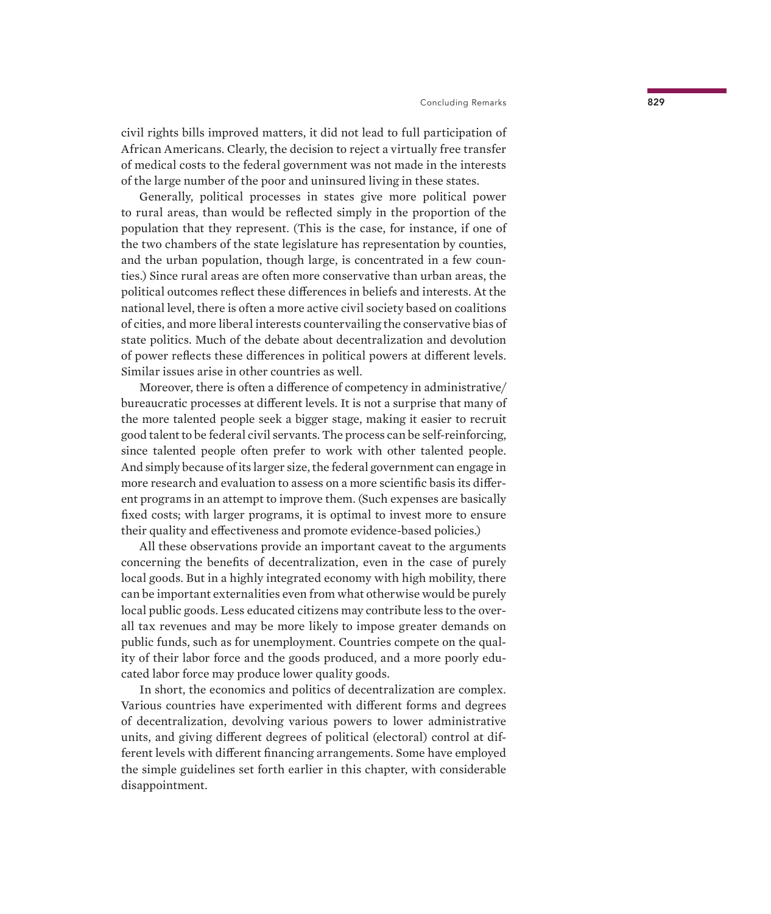civil rights bills improved matters, it did not lead to full participation of African Americans. Clearly, the decision to reject a virtually free transfer of medical costs to the federal government was not made in the interests of the large number of the poor and uninsured living in these states.

Generally, political processes in states give more political power to rural areas, than would be reflected simply in the proportion of the population that they represent. (This is the case, for instance, if one of the two chambers of the state legislature has representation by counties, and the urban population, though large, is concentrated in a few counties.) Since rural areas are often more conservative than urban areas, the political outcomes reflect these differences in beliefs and interests. At the national level, there is often a more active civil society based on coalitions of cities, and more liberal interests countervailing the conservative bias of state politics. Much of the debate about decentralization and devolution of power reflects these differences in political powers at different levels. Similar issues arise in other countries as well.

Moreover, there is often a difference of competency in administrative/bureaucratic processes at different levels. It is not a surprise that many of the more talented people seek a bigger stage, making it easier to recruit good talent to be federal civil servants. The process can be self-reinforcing, since talented people often prefer to work with other talented people. And simply because of its larger size, the federal government can engage in more research and evaluation to assess on a more scientific basis its different programs in an attempt to improve them. (Such expenses are basically fixed costs; with larger programs, it is optimal to invest more to ensure their quality and effectiveness and promote evidence-based policies.)

All these observations provide an important caveat to the arguments concerning the benefits of decentralization, even in the case of purely local goods. But in a highly integrated economy with high mobility, there can be important externalities even from what otherwise would be purely local public goods. Less educated citizens may contribute less to the overall tax revenues and may be more likely to impose greater demands on public funds, such as for unemployment. Countries compete on the quality of their labor force and the goods produced, and a more poorly educated labor force may produce lower quality goods.

In short, the economics and politics of decentralization are complex. Various countries have experimented with different forms and degrees of decentralization, devolving various powers to lower administrative units, and giving different degrees of political (electoral) control at different levels with different financing arrangements. Some have employed the simple guidelines set forth earlier in this chapter, with considerable disappointment.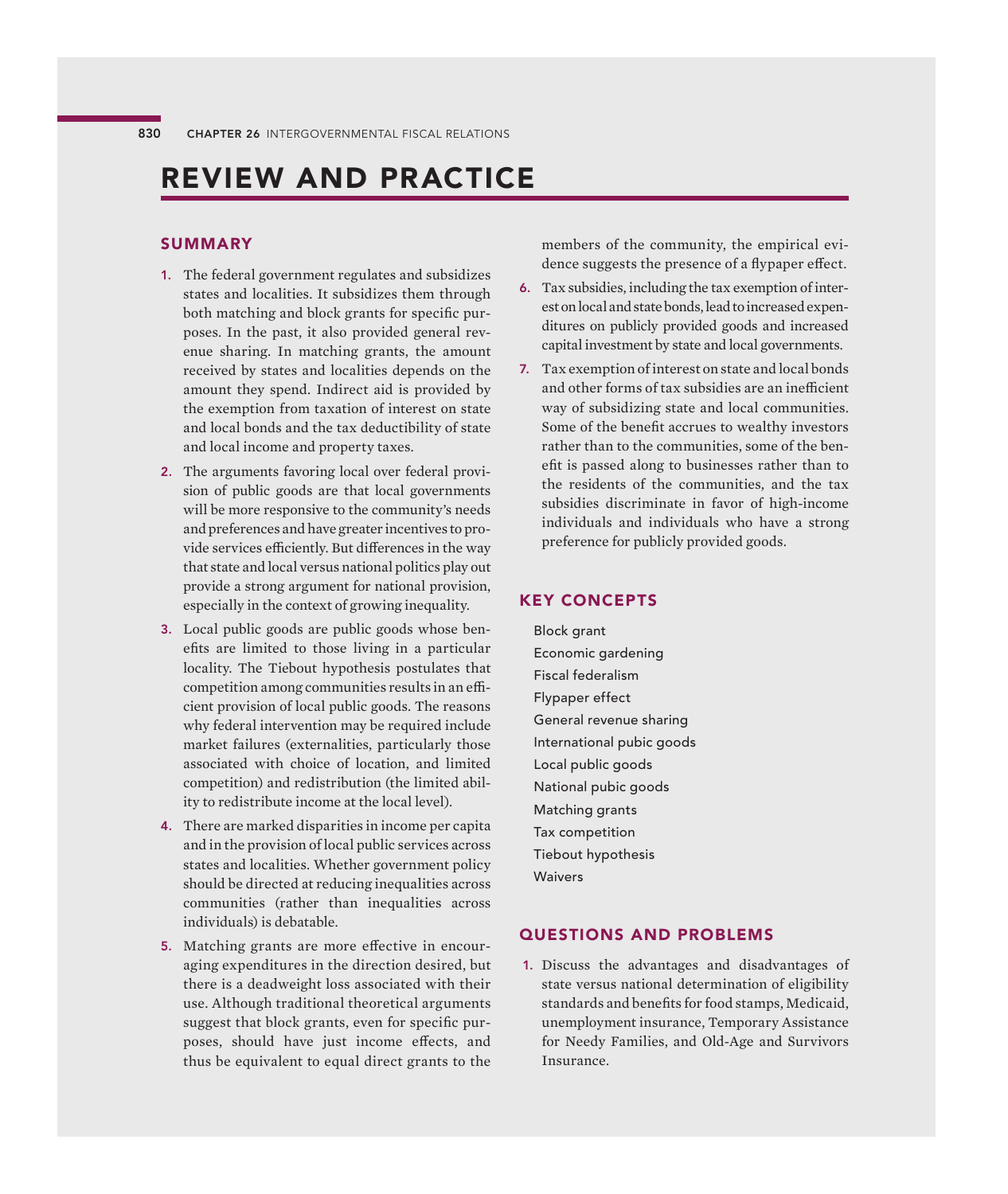# REVIEW AND PRACTICE

## SUMMARY

1. The federal government regulates and subsidizes states and localities. It subsidizes them through both matching and block grants for specific purposes. In the past, it also provided general revenue sharing. In matching grants, the amount received by states and localities depends on the amount they spend. Indirect aid is provided by the exemption from taxation of interest on state and local bonds and the tax deductibility of state and local income and property taxes.
2. The arguments favoring local over federal provision of public goods are that local governments will be more responsive to the community's needs and preferences and have greater incentives to provide services efficiently. But differences in the way that state and local versus national politics play out provide a strong argument for national provision, especially in the context of growing inequality.
3. Local public goods are public goods whose benefits are limited to those living in a particular locality. The Tiebout hypothesis postulates that competition among communities results in an efficient provision of local public goods. The reasons why federal intervention may be required include market failures (externalities, particularly those associated with choice of location, and limited competition) and redistribution (the limited ability to redistribute income at the local level).
4. There are marked disparities in income per capita and in the provision of local public services across states and localities. Whether government policy should be directed at reducing inequalities across communities (rather than inequalities across individuals) is debatable.
5. Matching grants are more effective in encouraging expenditures in the direction desired, but there is a deadweight loss associated with their use. Although traditional theoretical arguments suggest that block grants, even for specific purposes, should have just income effects, and thus be equivalent to equal direct grants to the members of the community, the empirical evidence suggests the presence of a flypaper effect.
6. Tax subsidies, including the tax exemption of interest on local and state bonds, lead to increased expenditures on publicly provided goods and increased capital investment by state and local governments.
7. Tax exemption of interest on state and local bonds and other forms of tax subsidies are an inefficient way of subsidizing state and local communities. Some of the benefit accrues to wealthy investors rather than to the communities, some of the benefit is passed along to businesses rather than to the residents of the communities, and the tax subsidies discriminate in favor of high-income individuals and individuals who have a strong preference for publicly provided goods.

## KEY CONCEPTS

Block grant
Economic gardening
Fiscal federalism
Flypaper effect
General revenue sharing
International pubic goods
Local public goods
National pubic goods
Matching grants
Tax competition
Tiebout hypothesis
Waivers

## QUESTIONS AND PROBLEMS

1. Discuss the advantages and disadvantages of state versus national determination of eligibility standards and benefits for food stamps, Medicaid, unemployment insurance, Temporary Assistance for Needy Families, and Old-Age and Survivors Insurance.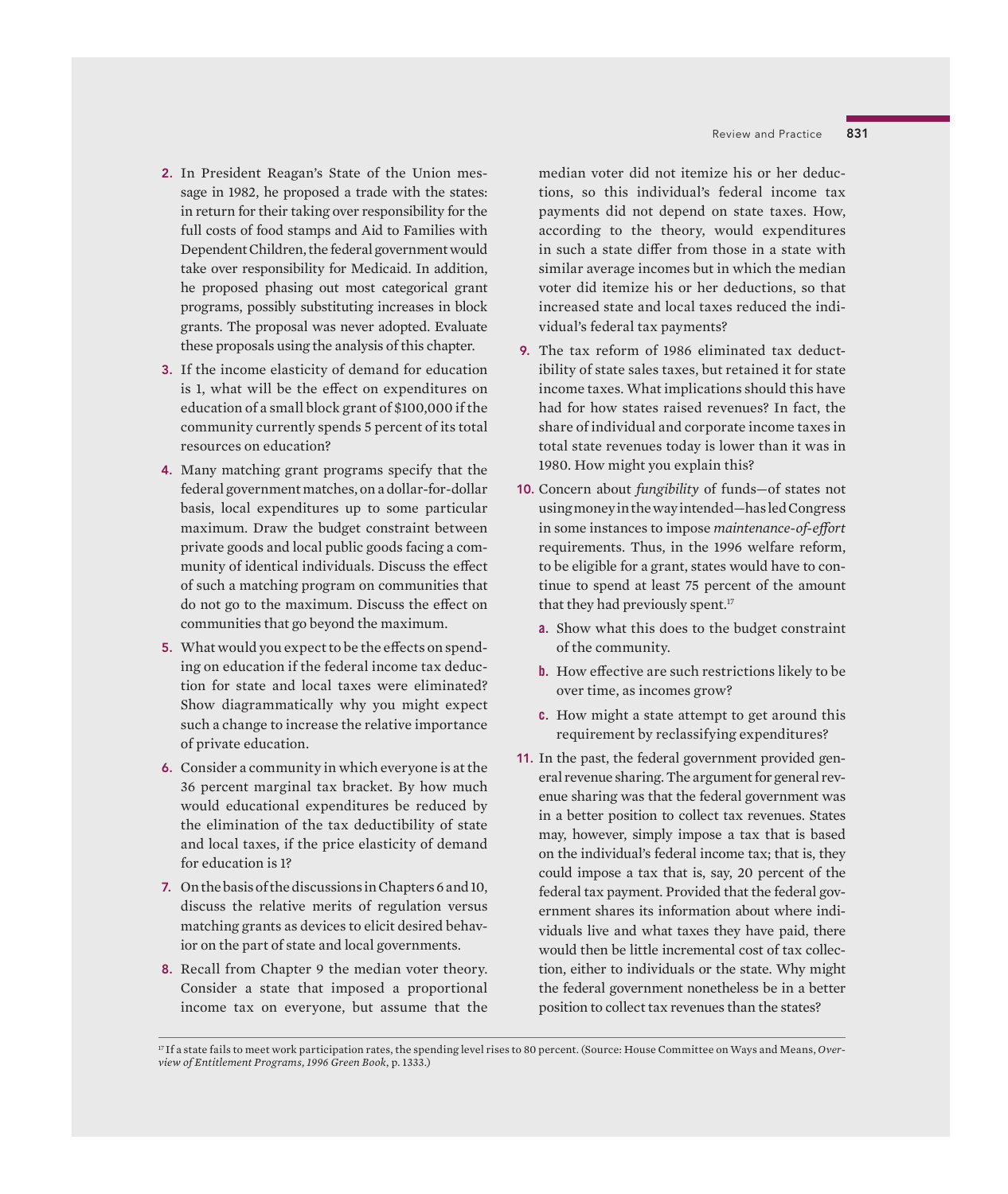2. In President Reagan's State of the Union message in 1982, he proposed a trade with the states: in return for their taking over responsibility for the full costs of food stamps and Aid to Families with Dependent Children, the federal government would take over responsibility for Medicaid. In addition, he proposed phasing out most categorical grant programs, possibly substituting increases in block grants. The proposal was never adopted. Evaluate these proposals using the analysis of this chapter.

3. If the income elasticity of demand for education is 1, what will be the effect on expenditures on education of a small block grant of $100,000 if the community currently spends 5 percent of its total resources on education?

4. Many matching grant programs specify that the federal government matches, on a dollar-for-dollar basis, local expenditures up to some particular maximum. Draw the budget constraint between private goods and local public goods facing a community of identical individuals. Discuss the effect of such a matching program on communities that do not go to the maximum. Discuss the effect on communities that go beyond the maximum.

5. What would you expect to be the effects on spending on education if the federal income tax deduction for state and local taxes were eliminated? Show diagrammatically why you might expect such a change to increase the relative importance of private education.

6. Consider a community in which everyone is at the 36 percent marginal tax bracket. By how much would educational expenditures be reduced by the elimination of the tax deductibility of state and local taxes, if the price elasticity of demand for education is 1?

7. On the basis of the discussions in Chapters 6 and 10, discuss the relative merits of regulation versus matching grants as devices to elicit desired behavior on the part of state and local governments.

8. Recall from Chapter 9 the median voter theory. Consider a state that imposed a proportional income tax on everyone, but assume that the median voter did not itemize his or her deductions, so this individual's federal income tax payments did not depend on state taxes. How, according to the theory, would expenditures in such a state differ from those in a state with similar average incomes but in which the median voter did itemize his or her deductions, so that increased state and local taxes reduced the individual's federal tax payments?

9. The tax reform of 1986 eliminated tax deductibility of state sales taxes, but retained it for state income taxes. What implications should this have had for how states raised revenues? In fact, the share of individual and corporate income taxes in total state revenues today is lower than it was in 1980. How might you explain this?

10. Concern about *fungibility* of funds—of states not using money in the way intended—has led Congress in some instances to impose *maintenance-of-effort* requirements. Thus, in the 1996 welfare reform, to be eligible for a grant, states would have to continue to spend at least 75 percent of the amount that they had previously spent.[17]
   a. Show what this does to the budget constraint of the community.
   b. How effective are such restrictions likely to be over time, as incomes grow?
   c. How might a state attempt to get around this requirement by reclassifying expenditures?

11. In the past, the federal government provided general revenue sharing. The argument for general revenue sharing was that the federal government was in a better position to collect tax revenues. States may, however, simply impose a tax that is based on the individual's federal income tax; that is, they could impose a tax that is, say, 20 percent of the federal tax payment. Provided that the federal government shares its information about where individuals live and what taxes they have paid, there would then be little incremental cost of tax collection, either to individuals or the state. Why might the federal government nonetheless be in a better position to collect tax revenues than the states?

---

[17] If a state fails to meet work participation rates, the spending level rises to 80 percent. (Source: House Committee on Ways and Means, *Overview of Entitlement Programs, 1996 Green Book*, p. 1333.)